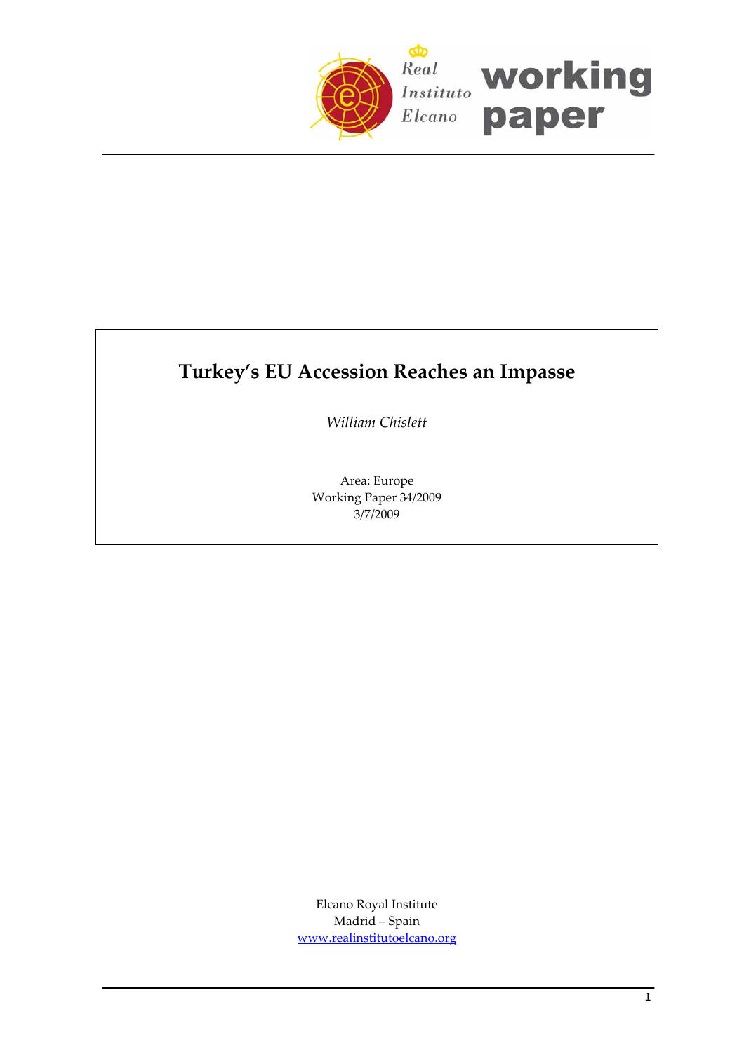Real Instituto Elcano **working paper**

# Turkey's EU Accession Reaches an Impasse

*William Chislett*

Area: Europe
Working Paper 34/2009
3/7/2009

Elcano Royal Institute
Madrid – Spain
www.realinstitutoelcano.org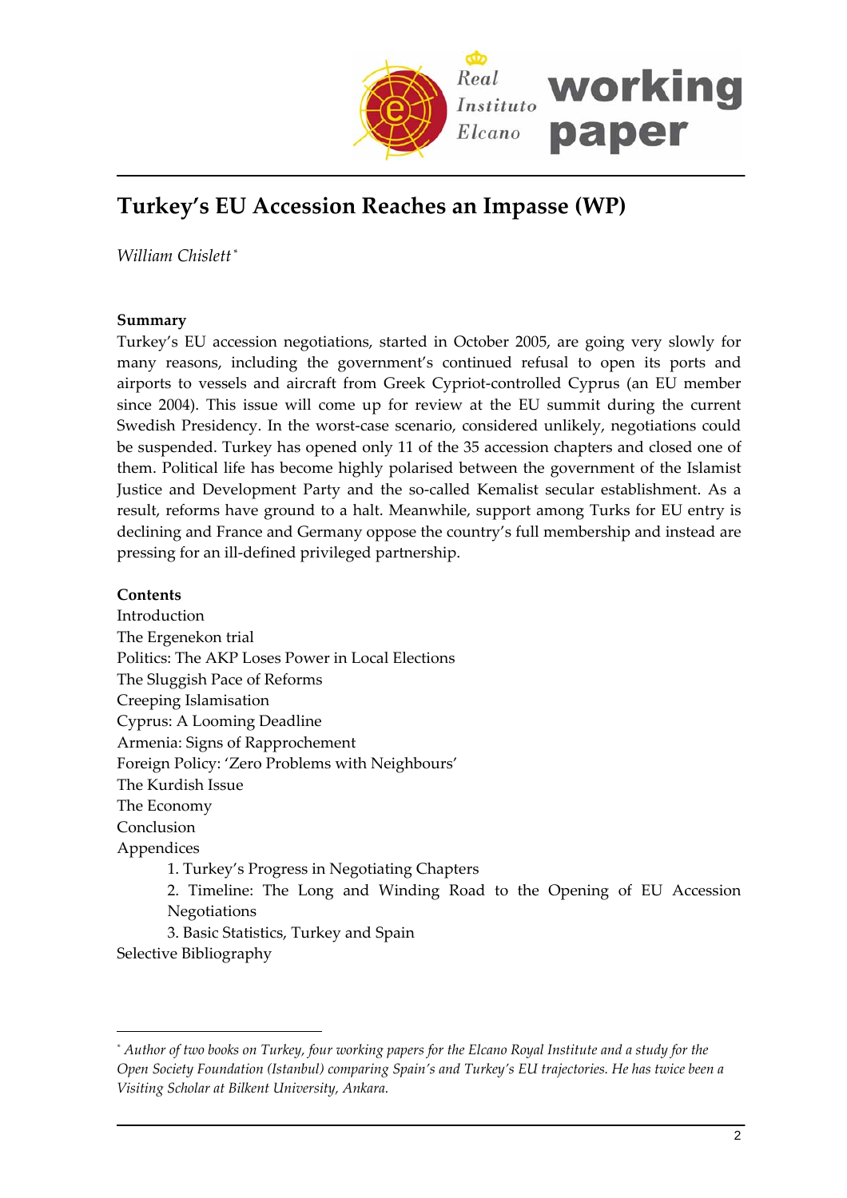# Turkey's EU Accession Reaches an Impasse (WP)

*William Chislett*[*]

**Summary**

Turkey's EU accession negotiations, started in October 2005, are going very slowly for many reasons, including the government's continued refusal to open its ports and airports to vessels and aircraft from Greek Cypriot-controlled Cyprus (an EU member since 2004). This issue will come up for review at the EU summit during the current Swedish Presidency. In the worst-case scenario, considered unlikely, negotiations could be suspended. Turkey has opened only 11 of the 35 accession chapters and closed one of them. Political life has become highly polarised between the government of the Islamist Justice and Development Party and the so-called Kemalist secular establishment. As a result, reforms have ground to a halt. Meanwhile, support among Turks for EU entry is declining and France and Germany oppose the country's full membership and instead are pressing for an ill-defined privileged partnership.

**Contents**

Introduction
The Ergenekon trial
Politics: The AKP Loses Power in Local Elections
The Sluggish Pace of Reforms
Creeping Islamisation
Cyprus: A Looming Deadline
Armenia: Signs of Rapprochement
Foreign Policy: 'Zero Problems with Neighbours'
The Kurdish Issue
The Economy
Conclusion
Appendices
- 1. Turkey's Progress in Negotiating Chapters
- 2. Timeline: The Long and Winding Road to the Opening of EU Accession Negotiations
- 3. Basic Statistics, Turkey and Spain

Selective Bibliography

---

[*] *Author of two books on Turkey, four working papers for the Elcano Royal Institute and a study for the Open Society Foundation (Istanbul) comparing Spain's and Turkey's EU trajectories. He has twice been a Visiting Scholar at Bilkent University, Ankara.*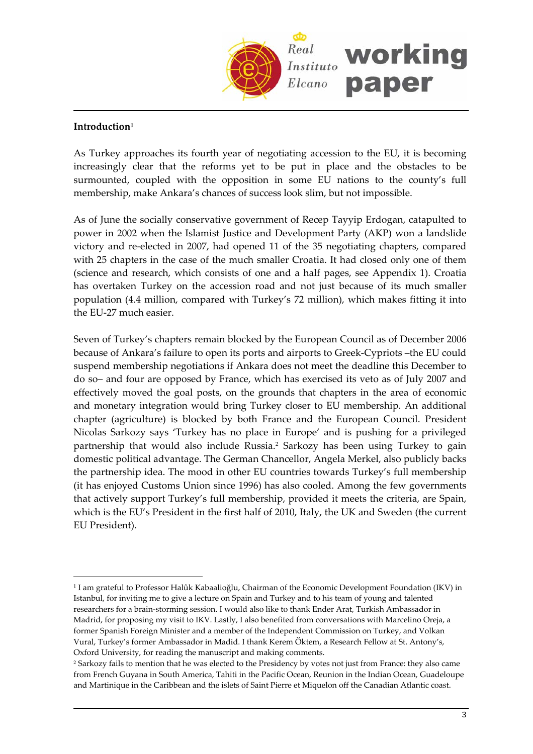## Introduction[1]

As Turkey approaches its fourth year of negotiating accession to the EU, it is becoming increasingly clear that the reforms yet to be put in place and the obstacles to be surmounted, coupled with the opposition in some EU nations to the county's full membership, make Ankara's chances of success look slim, but not impossible.

As of June the socially conservative government of Recep Tayyip Erdogan, catapulted to power in 2002 when the Islamist Justice and Development Party (AKP) won a landslide victory and re-elected in 2007, had opened 11 of the 35 negotiating chapters, compared with 25 chapters in the case of the much smaller Croatia. It had closed only one of them (science and research, which consists of one and a half pages, see Appendix 1). Croatia has overtaken Turkey on the accession road and not just because of its much smaller population (4.4 million, compared with Turkey's 72 million), which makes fitting it into the EU-27 much easier.

Seven of Turkey's chapters remain blocked by the European Council as of December 2006 because of Ankara's failure to open its ports and airports to Greek-Cypriots –the EU could suspend membership negotiations if Ankara does not meet the deadline this December to do so– and four are opposed by France, which has exercised its veto as of July 2007 and effectively moved the goal posts, on the grounds that chapters in the area of economic and monetary integration would bring Turkey closer to EU membership. An additional chapter (agriculture) is blocked by both France and the European Council. President Nicolas Sarkozy says 'Turkey has no place in Europe' and is pushing for a privileged partnership that would also include Russia.[2] Sarkozy has been using Turkey to gain domestic political advantage. The German Chancellor, Angela Merkel, also publicly backs the partnership idea. The mood in other EU countries towards Turkey's full membership (it has enjoyed Customs Union since 1996) has also cooled. Among the few governments that actively support Turkey's full membership, provided it meets the criteria, are Spain, which is the EU's President in the first half of 2010, Italy, the UK and Sweden (the current EU President).

---

[1] I am grateful to Professor Halûk Kabaalioğlu, Chairman of the Economic Development Foundation (IKV) in Istanbul, for inviting me to give a lecture on Spain and Turkey and to his team of young and talented researchers for a brain-storming session. I would also like to thank Ender Arat, Turkish Ambassador in Madrid, for proposing my visit to IKV. Lastly, I also benefited from conversations with Marcelino Oreja, a former Spanish Foreign Minister and a member of the Independent Commission on Turkey, and Volkan Vural, Turkey's former Ambassador in Madid. I thank Kerem Öktem, a Research Fellow at St. Antony's, Oxford University, for reading the manuscript and making comments.

[2] Sarkozy fails to mention that he was elected to the Presidency by votes not just from France: they also came from French Guyana in South America, Tahiti in the Pacific Ocean, Reunion in the Indian Ocean, Guadeloupe and Martinique in the Caribbean and the islets of Saint Pierre et Miquelon off the Canadian Atlantic coast.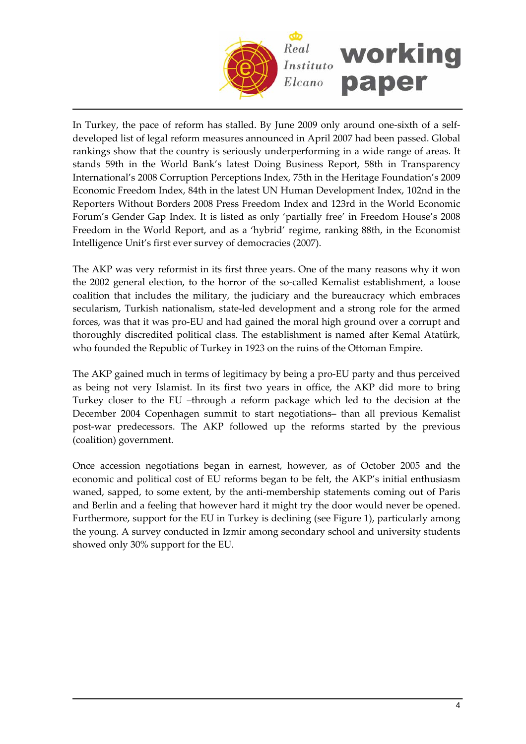In Turkey, the pace of reform has stalled. By June 2009 only around one-sixth of a self-developed list of legal reform measures announced in April 2007 had been passed. Global rankings show that the country is seriously underperforming in a wide range of areas. It stands 59th in the World Bank's latest Doing Business Report, 58th in Transparency International's 2008 Corruption Perceptions Index, 75th in the Heritage Foundation's 2009 Economic Freedom Index, 84th in the latest UN Human Development Index, 102nd in the Reporters Without Borders 2008 Press Freedom Index and 123rd in the World Economic Forum's Gender Gap Index. It is listed as only 'partially free' in Freedom House's 2008 Freedom in the World Report, and as a 'hybrid' regime, ranking 88th, in the Economist Intelligence Unit's first ever survey of democracies (2007).

The AKP was very reformist in its first three years. One of the many reasons why it won the 2002 general election, to the horror of the so-called Kemalist establishment, a loose coalition that includes the military, the judiciary and the bureaucracy which embraces secularism, Turkish nationalism, state-led development and a strong role for the armed forces, was that it was pro-EU and had gained the moral high ground over a corrupt and thoroughly discredited political class. The establishment is named after Kemal Atatürk, who founded the Republic of Turkey in 1923 on the ruins of the Ottoman Empire.

The AKP gained much in terms of legitimacy by being a pro-EU party and thus perceived as being not very Islamist. In its first two years in office, the AKP did more to bring Turkey closer to the EU –through a reform package which led to the decision at the December 2004 Copenhagen summit to start negotiations– than all previous Kemalist post-war predecessors. The AKP followed up the reforms started by the previous (coalition) government.

Once accession negotiations began in earnest, however, as of October 2005 and the economic and political cost of EU reforms began to be felt, the AKP's initial enthusiasm waned, sapped, to some extent, by the anti-membership statements coming out of Paris and Berlin and a feeling that however hard it might try the door would never be opened. Furthermore, support for the EU in Turkey is declining (see Figure 1), particularly among the young. A survey conducted in Izmir among secondary school and university students showed only 30% support for the EU.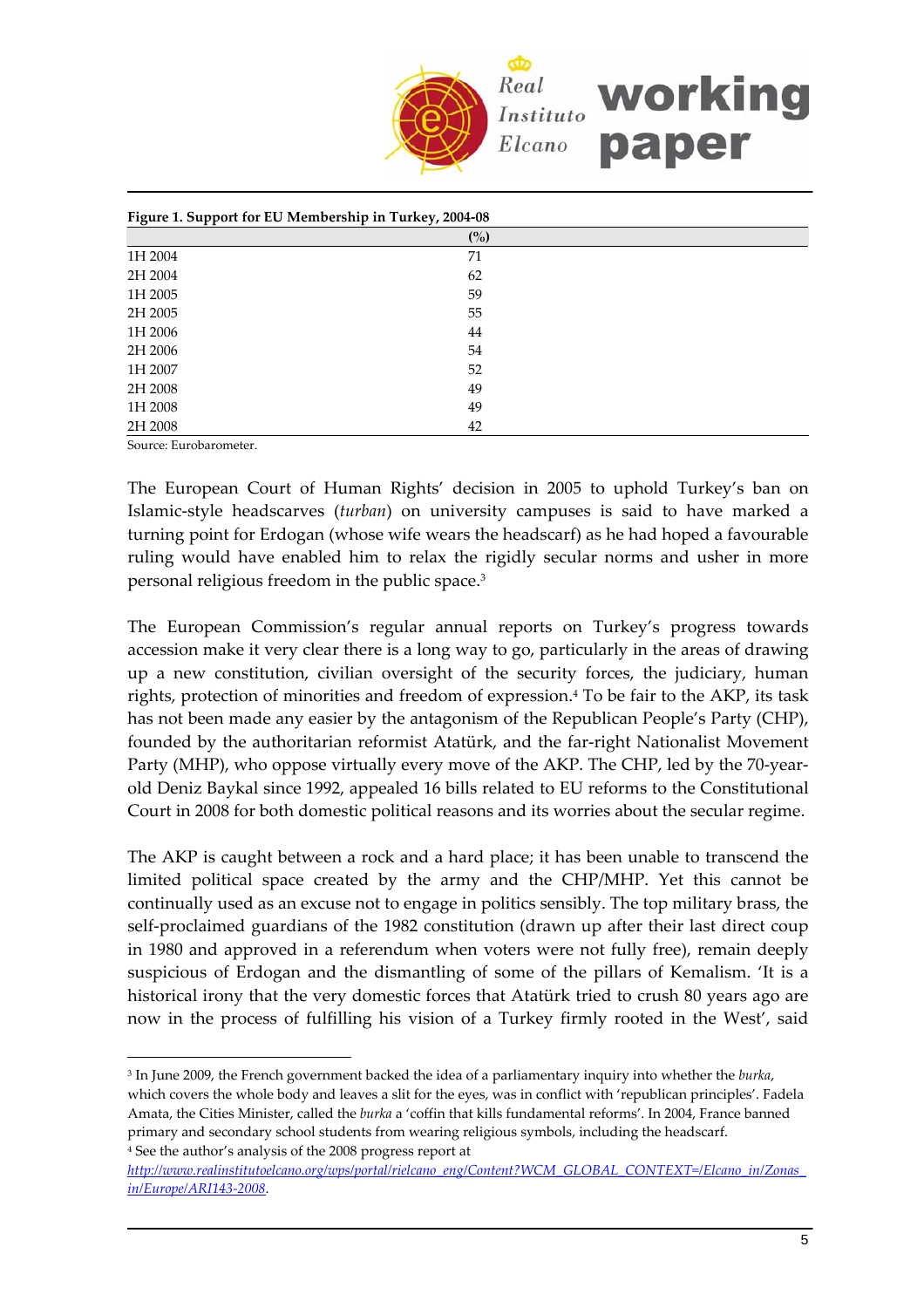**Figure 1. Support for EU Membership in Turkey, 2004-08**

| | (%) |
|---|---|
| 1H 2004 | 71 |
| 2H 2004 | 62 |
| 1H 2005 | 59 |
| 2H 2005 | 55 |
| 1H 2006 | 44 |
| 2H 2006 | 54 |
| 1H 2007 | 52 |
| 2H 2008 | 49 |
| 1H 2008 | 49 |
| 2H 2008 | 42 |

Source: Eurobarometer.

The European Court of Human Rights' decision in 2005 to uphold Turkey's ban on Islamic-style headscarves (*turban*) on university campuses is said to have marked a turning point for Erdogan (whose wife wears the headscarf) as he had hoped a favourable ruling would have enabled him to relax the rigidly secular norms and usher in more personal religious freedom in the public space.[3]

The European Commission's regular annual reports on Turkey's progress towards accession make it very clear there is a long way to go, particularly in the areas of drawing up a new constitution, civilian oversight of the security forces, the judiciary, human rights, protection of minorities and freedom of expression.[4] To be fair to the AKP, its task has not been made any easier by the antagonism of the Republican People's Party (CHP), founded by the authoritarian reformist Atatürk, and the far-right Nationalist Movement Party (MHP), who oppose virtually every move of the AKP. The CHP, led by the 70-year-old Deniz Baykal since 1992, appealed 16 bills related to EU reforms to the Constitutional Court in 2008 for both domestic political reasons and its worries about the secular regime.

The AKP is caught between a rock and a hard place; it has been unable to transcend the limited political space created by the army and the CHP/MHP. Yet this cannot be continually used as an excuse not to engage in politics sensibly. The top military brass, the self-proclaimed guardians of the 1982 constitution (drawn up after their last direct coup in 1980 and approved in a referendum when voters were not fully free), remain deeply suspicious of Erdogan and the dismantling of some of the pillars of Kemalism. 'It is a historical irony that the very domestic forces that Atatürk tried to crush 80 years ago are now in the process of fulfilling his vision of a Turkey firmly rooted in the West', said

---

[3] In June 2009, the French government backed the idea of a parliamentary inquiry into whether the *burka*, which covers the whole body and leaves a slit for the eyes, was in conflict with 'republican principles'. Fadela Amata, the Cities Minister, called the *burka* a 'coffin that kills fundamental reforms'. In 2004, France banned primary and secondary school students from wearing religious symbols, including the headscarf.

[4] See the author's analysis of the 2008 progress report at http://www.realinstitutoelcano.org/wps/portal/rielcano_eng/Content?WCM_GLOBAL_CONTEXT=/Elcano_in/Zonas_in/Europe/ARI143-2008.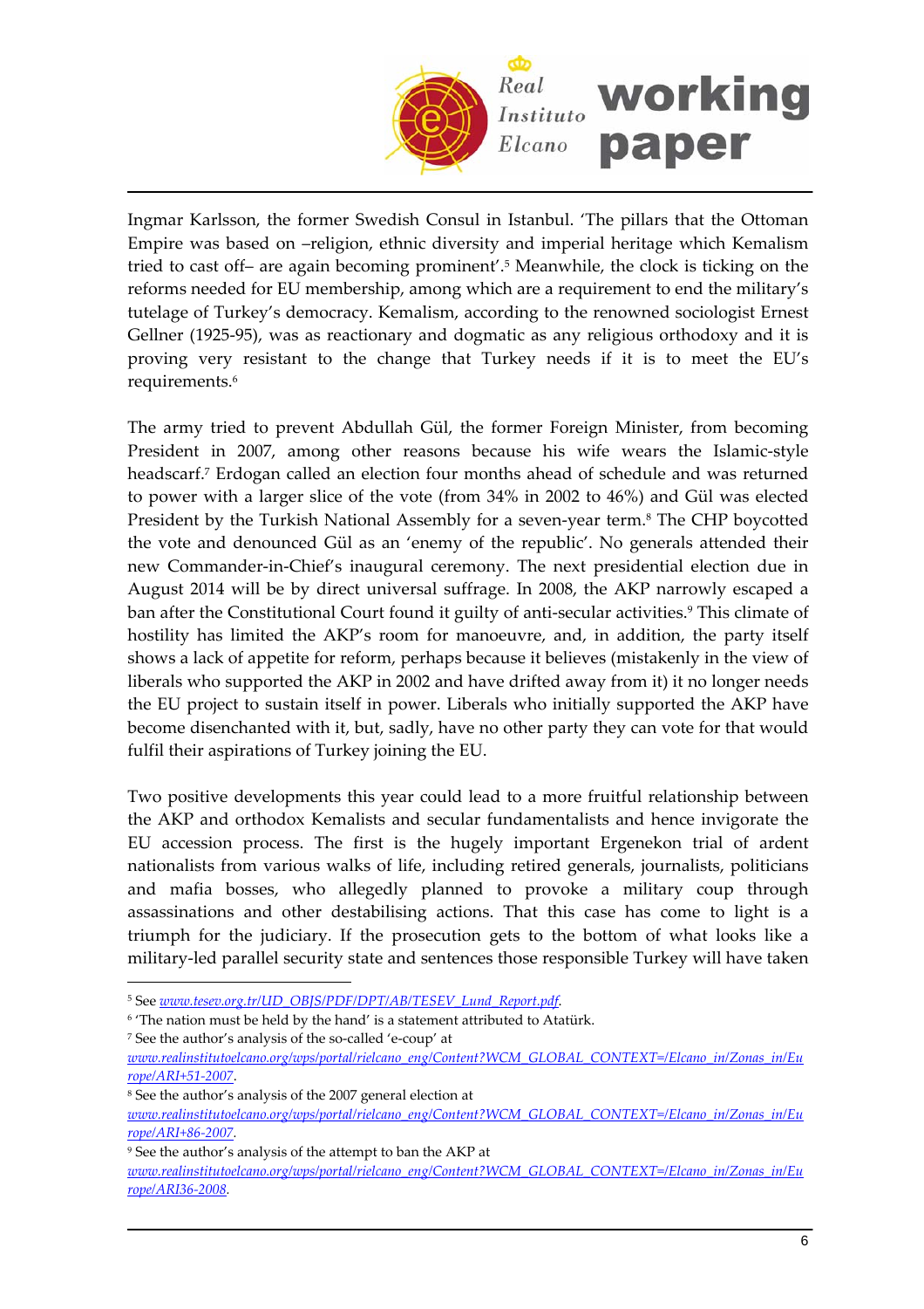Ingmar Karlsson, the former Swedish Consul in Istanbul. 'The pillars that the Ottoman Empire was based on –religion, ethnic diversity and imperial heritage which Kemalism tried to cast off– are again becoming prominent'.[5] Meanwhile, the clock is ticking on the reforms needed for EU membership, among which are a requirement to end the military's tutelage of Turkey's democracy. Kemalism, according to the renowned sociologist Ernest Gellner (1925-95), was as reactionary and dogmatic as any religious orthodoxy and it is proving very resistant to the change that Turkey needs if it is to meet the EU's requirements.[6]

The army tried to prevent Abdullah Gül, the former Foreign Minister, from becoming President in 2007, among other reasons because his wife wears the Islamic-style headscarf.[7] Erdogan called an election four months ahead of schedule and was returned to power with a larger slice of the vote (from 34% in 2002 to 46%) and Gül was elected President by the Turkish National Assembly for a seven-year term.[8] The CHP boycotted the vote and denounced Gül as an 'enemy of the republic'. No generals attended their new Commander-in-Chief's inaugural ceremony. The next presidential election due in August 2014 will be by direct universal suffrage. In 2008, the AKP narrowly escaped a ban after the Constitutional Court found it guilty of anti-secular activities.[9] This climate of hostility has limited the AKP's room for manoeuvre, and, in addition, the party itself shows a lack of appetite for reform, perhaps because it believes (mistakenly in the view of liberals who supported the AKP in 2002 and have drifted away from it) it no longer needs the EU project to sustain itself in power. Liberals who initially supported the AKP have become disenchanted with it, but, sadly, have no other party they can vote for that would fulfil their aspirations of Turkey joining the EU.

Two positive developments this year could lead to a more fruitful relationship between the AKP and orthodox Kemalists and secular fundamentalists and hence invigorate the EU accession process. The first is the hugely important Ergenekon trial of ardent nationalists from various walks of life, including retired generals, journalists, politicians and mafia bosses, who allegedly planned to provoke a military coup through assassinations and other destabilising actions. That this case has come to light is a triumph for the judiciary. If the prosecution gets to the bottom of what looks like a military-led parallel security state and sentences those responsible Turkey will have taken

---

[5] See www.tesev.org.tr/UD_OBJS/PDF/DPT/AB/TESEV_Lund_Report.pdf.

[6] 'The nation must be held by the hand' is a statement attributed to Atatürk.

[7] See the author's analysis of the so-called 'e-coup' at www.realinstitutoelcano.org/wps/portal/rielcano_eng/Content?WCM_GLOBAL_CONTEXT=/Elcano_in/Zonas_in/Europe/ARI+51-2007.

[8] See the author's analysis of the 2007 general election at www.realinstitutoelcano.org/wps/portal/rielcano_eng/Content?WCM_GLOBAL_CONTEXT=/Elcano_in/Zonas_in/Europe/ARI+86-2007.

[9] See the author's analysis of the attempt to ban the AKP at www.realinstitutoelcano.org/wps/portal/rielcano_eng/Content?WCM_GLOBAL_CONTEXT=/Elcano_in/Zonas_in/Europe/ARI36-2008.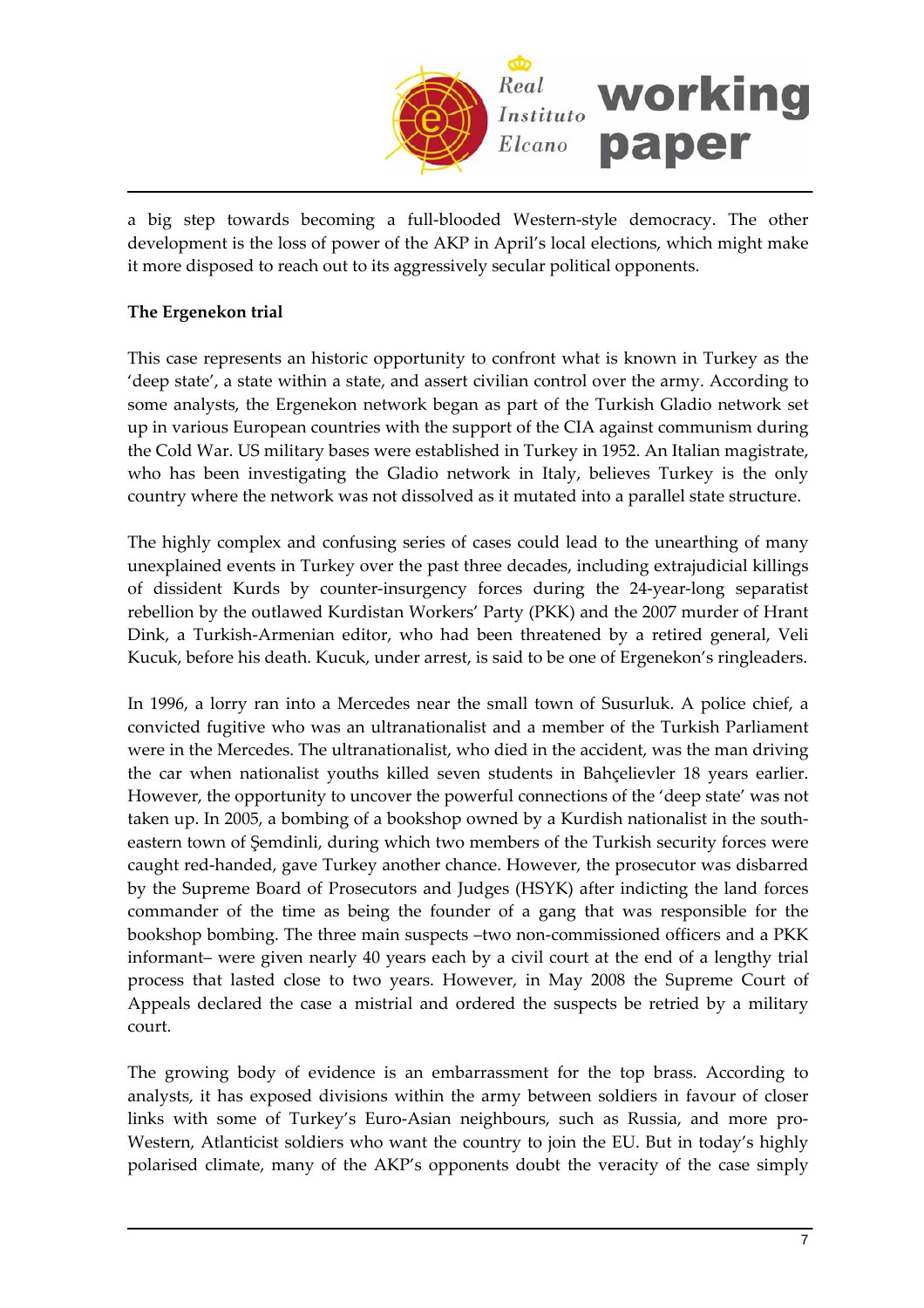a big step towards becoming a full-blooded Western-style democracy. The other development is the loss of power of the AKP in April's local elections, which might make it more disposed to reach out to its aggressively secular political opponents.

**The Ergenekon trial**

This case represents an historic opportunity to confront what is known in Turkey as the 'deep state', a state within a state, and assert civilian control over the army. According to some analysts, the Ergenekon network began as part of the Turkish Gladio network set up in various European countries with the support of the CIA against communism during the Cold War. US military bases were established in Turkey in 1952. An Italian magistrate, who has been investigating the Gladio network in Italy, believes Turkey is the only country where the network was not dissolved as it mutated into a parallel state structure.

The highly complex and confusing series of cases could lead to the unearthing of many unexplained events in Turkey over the past three decades, including extrajudicial killings of dissident Kurds by counter-insurgency forces during the 24-year-long separatist rebellion by the outlawed Kurdistan Workers' Party (PKK) and the 2007 murder of Hrant Dink, a Turkish-Armenian editor, who had been threatened by a retired general, Veli Kucuk, before his death. Kucuk, under arrest, is said to be one of Ergenekon's ringleaders.

In 1996, a lorry ran into a Mercedes near the small town of Susurluk. A police chief, a convicted fugitive who was an ultranationalist and a member of the Turkish Parliament were in the Mercedes. The ultranationalist, who died in the accident, was the man driving the car when nationalist youths killed seven students in Bahçelievler 18 years earlier. However, the opportunity to uncover the powerful connections of the 'deep state' was not taken up. In 2005, a bombing of a bookshop owned by a Kurdish nationalist in the south-eastern town of Şemdinli, during which two members of the Turkish security forces were caught red-handed, gave Turkey another chance. However, the prosecutor was disbarred by the Supreme Board of Prosecutors and Judges (HSYK) after indicting the land forces commander of the time as being the founder of a gang that was responsible for the bookshop bombing. The three main suspects –two non-commissioned officers and a PKK informant– were given nearly 40 years each by a civil court at the end of a lengthy trial process that lasted close to two years. However, in May 2008 the Supreme Court of Appeals declared the case a mistrial and ordered the suspects be retried by a military court.

The growing body of evidence is an embarrassment for the top brass. According to analysts, it has exposed divisions within the army between soldiers in favour of closer links with some of Turkey's Euro-Asian neighbours, such as Russia, and more pro-Western, Atlanticist soldiers who want the country to join the EU. But in today's highly polarised climate, many of the AKP's opponents doubt the veracity of the case simply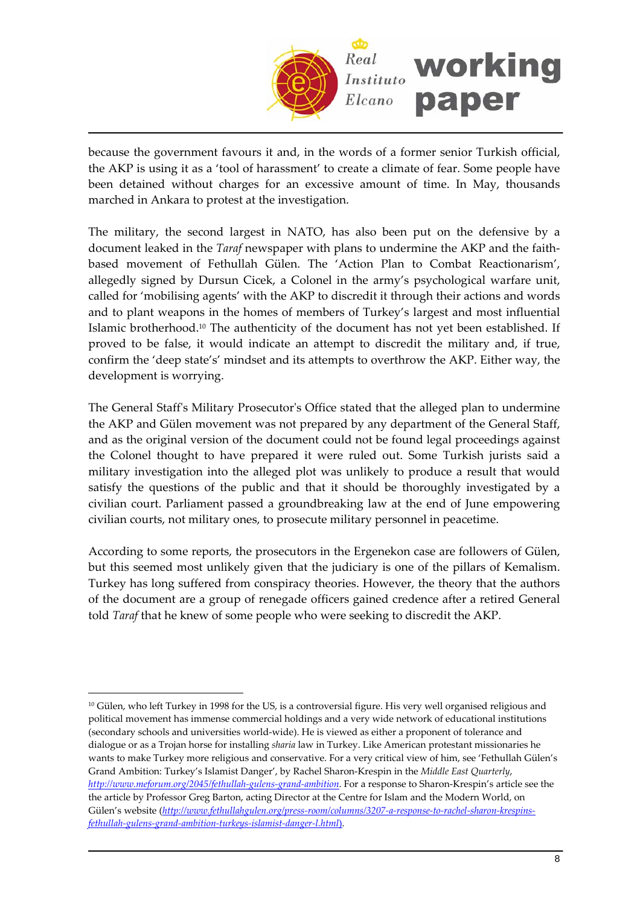because the government favours it and, in the words of a former senior Turkish official, the AKP is using it as a 'tool of harassment' to create a climate of fear. Some people have been detained without charges for an excessive amount of time. In May, thousands marched in Ankara to protest at the investigation.

The military, the second largest in NATO, has also been put on the defensive by a document leaked in the *Taraf* newspaper with plans to undermine the AKP and the faith-based movement of Fethullah Gülen. The 'Action Plan to Combat Reactionarism', allegedly signed by Dursun Cicek, a Colonel in the army's psychological warfare unit, called for 'mobilising agents' with the AKP to discredit it through their actions and words and to plant weapons in the homes of members of Turkey's largest and most influential Islamic brotherhood.[10] The authenticity of the document has not yet been established. If proved to be false, it would indicate an attempt to discredit the military and, if true, confirm the 'deep state's' mindset and its attempts to overthrow the AKP. Either way, the development is worrying.

The General Staff's Military Prosecutor's Office stated that the alleged plan to undermine the AKP and Gülen movement was not prepared by any department of the General Staff, and as the original version of the document could not be found legal proceedings against the Colonel thought to have prepared it were ruled out. Some Turkish jurists said a military investigation into the alleged plot was unlikely to produce a result that would satisfy the questions of the public and that it should be thoroughly investigated by a civilian court. Parliament passed a groundbreaking law at the end of June empowering civilian courts, not military ones, to prosecute military personnel in peacetime.

According to some reports, the prosecutors in the Ergenekon case are followers of Gülen, but this seemed most unlikely given that the judiciary is one of the pillars of Kemalism. Turkey has long suffered from conspiracy theories. However, the theory that the authors of the document are a group of renegade officers gained credence after a retired General told *Taraf* that he knew of some people who were seeking to discredit the AKP.

---

[10] Gülen, who left Turkey in 1998 for the US, is a controversial figure. His very well organised religious and political movement has immense commercial holdings and a very wide network of educational institutions (secondary schools and universities world-wide). He is viewed as either a proponent of tolerance and dialogue or as a Trojan horse for installing *sharia* law in Turkey. Like American protestant missionaries he wants to make Turkey more religious and conservative. For a very critical view of him, see 'Fethullah Gülen's Grand Ambition: Turkey's Islamist Danger', by Rachel Sharon-Krespin in the *Middle East Quarterly*, *http://www.meforum.org/2045/fethullah-gulens-grand-ambition*. For a response to Sharon-Krespin's article see the the article by Professor Greg Barton, acting Director at the Centre for Islam and the Modern World, on Gülen's website (*http://www.fethullahgulen.org/press-room/columns/3207-a-response-to-rachel-sharon-krespins-fethullah-gulens-grand-ambition-turkeys-islamist-danger-l.html*).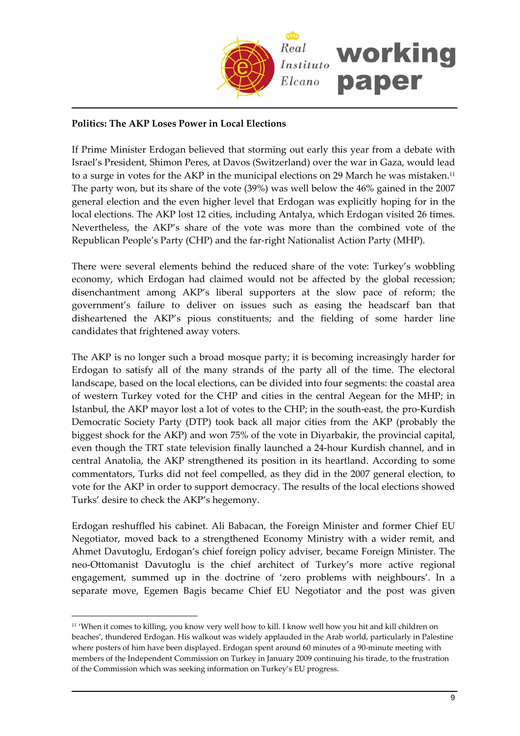**Politics: The AKP Loses Power in Local Elections**

If Prime Minister Erdogan believed that storming out early this year from a debate with Israel's President, Shimon Peres, at Davos (Switzerland) over the war in Gaza, would lead to a surge in votes for the AKP in the municipal elections on 29 March he was mistaken.[11] The party won, but its share of the vote (39%) was well below the 46% gained in the 2007 general election and the even higher level that Erdogan was explicitly hoping for in the local elections. The AKP lost 12 cities, including Antalya, which Erdogan visited 26 times. Nevertheless, the AKP's share of the vote was more than the combined vote of the Republican People's Party (CHP) and the far-right Nationalist Action Party (MHP).

There were several elements behind the reduced share of the vote: Turkey's wobbling economy, which Erdogan had claimed would not be affected by the global recession; disenchantment among AKP's liberal supporters at the slow pace of reform; the government's failure to deliver on issues such as easing the headscarf ban that disheartened the AKP's pious constituents; and the fielding of some harder line candidates that frightened away voters.

The AKP is no longer such a broad mosque party; it is becoming increasingly harder for Erdogan to satisfy all of the many strands of the party all of the time. The electoral landscape, based on the local elections, can be divided into four segments: the coastal area of western Turkey voted for the CHP and cities in the central Aegean for the MHP; in Istanbul, the AKP mayor lost a lot of votes to the CHP; in the south-east, the pro-Kurdish Democratic Society Party (DTP) took back all major cities from the AKP (probably the biggest shock for the AKP) and won 75% of the vote in Diyarbakir, the provincial capital, even though the TRT state television finally launched a 24-hour Kurdish channel, and in central Anatolia, the AKP strengthened its position in its heartland. According to some commentators, Turks did not feel compelled, as they did in the 2007 general election, to vote for the AKP in order to support democracy. The results of the local elections showed Turks' desire to check the AKP's hegemony.

Erdogan reshuffled his cabinet. Ali Babacan, the Foreign Minister and former Chief EU Negotiator, moved back to a strengthened Economy Ministry with a wider remit, and Ahmet Davutoglu, Erdogan's chief foreign policy adviser, became Foreign Minister. The neo-Ottomanist Davutoglu is the chief architect of Turkey's more active regional engagement, summed up in the doctrine of 'zero problems with neighbours'. In a separate move, Egemen Bagis became Chief EU Negotiator and the post was given

---

[11] 'When it comes to killing, you know very well how to kill. I know well how you hit and kill children on beaches', thundered Erdogan. His walkout was widely applauded in the Arab world, particularly in Palestine where posters of him have been displayed. Erdogan spent around 60 minutes of a 90-minute meeting with members of the Independent Commission on Turkey in January 2009 continuing his tirade, to the frustration of the Commission which was seeking information on Turkey's EU progress.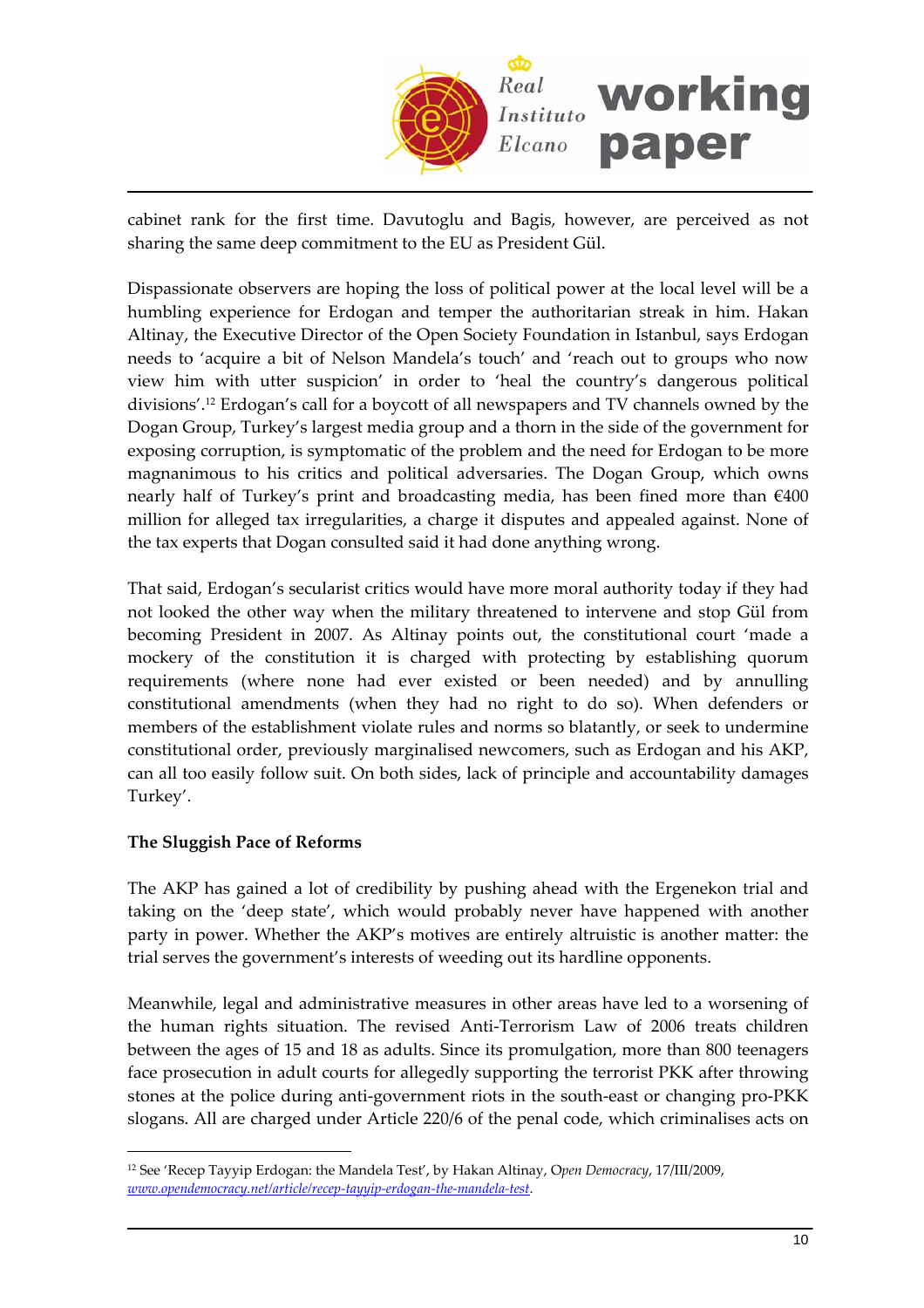cabinet rank for the first time. Davutoglu and Bagis, however, are perceived as not sharing the same deep commitment to the EU as President Gül.

Dispassionate observers are hoping the loss of political power at the local level will be a humbling experience for Erdogan and temper the authoritarian streak in him. Hakan Altinay, the Executive Director of the Open Society Foundation in Istanbul, says Erdogan needs to 'acquire a bit of Nelson Mandela's touch' and 'reach out to groups who now view him with utter suspicion' in order to 'heal the country's dangerous political divisions'.[12] Erdogan's call for a boycott of all newspapers and TV channels owned by the Dogan Group, Turkey's largest media group and a thorn in the side of the government for exposing corruption, is symptomatic of the problem and the need for Erdogan to be more magnanimous to his critics and political adversaries. The Dogan Group, which owns nearly half of Turkey's print and broadcasting media, has been fined more than €400 million for alleged tax irregularities, a charge it disputes and appealed against. None of the tax experts that Dogan consulted said it had done anything wrong.

That said, Erdogan's secularist critics would have more moral authority today if they had not looked the other way when the military threatened to intervene and stop Gül from becoming President in 2007. As Altinay points out, the constitutional court 'made a mockery of the constitution it is charged with protecting by establishing quorum requirements (where none had ever existed or been needed) and by annulling constitutional amendments (when they had no right to do so). When defenders or members of the establishment violate rules and norms so blatantly, or seek to undermine constitutional order, previously marginalised newcomers, such as Erdogan and his AKP, can all too easily follow suit. On both sides, lack of principle and accountability damages Turkey'.

**The Sluggish Pace of Reforms**

The AKP has gained a lot of credibility by pushing ahead with the Ergenekon trial and taking on the 'deep state', which would probably never have happened with another party in power. Whether the AKP's motives are entirely altruistic is another matter: the trial serves the government's interests of weeding out its hardline opponents.

Meanwhile, legal and administrative measures in other areas have led to a worsening of the human rights situation. The revised Anti-Terrorism Law of 2006 treats children between the ages of 15 and 18 as adults. Since its promulgation, more than 800 teenagers face prosecution in adult courts for allegedly supporting the terrorist PKK after throwing stones at the police during anti-government riots in the south-east or changing pro-PKK slogans. All are charged under Article 220/6 of the penal code, which criminalises acts on

---

[12] See 'Recep Tayyip Erdogan: the Mandela Test', by Hakan Altinay, *Open Democracy*, 17/III/2009, *www.opendemocracy.net/article/recep-tayyip-erdogan-the-mandela-test*.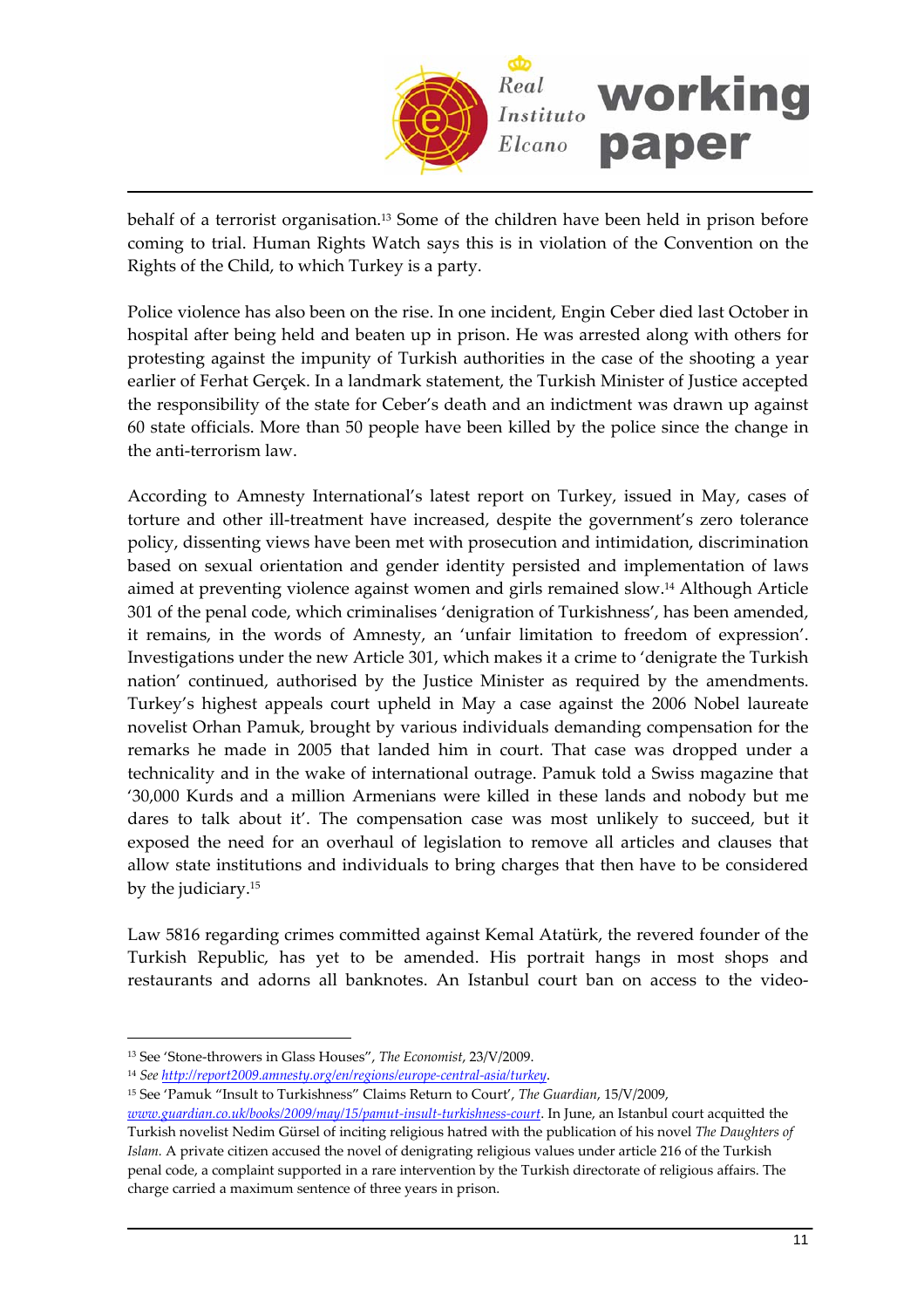behalf of a terrorist organisation.[13] Some of the children have been held in prison before coming to trial. Human Rights Watch says this is in violation of the Convention on the Rights of the Child, to which Turkey is a party.

Police violence has also been on the rise. In one incident, Engin Ceber died last October in hospital after being held and beaten up in prison. He was arrested along with others for protesting against the impunity of Turkish authorities in the case of the shooting a year earlier of Ferhat Gerçek. In a landmark statement, the Turkish Minister of Justice accepted the responsibility of the state for Ceber's death and an indictment was drawn up against 60 state officials. More than 50 people have been killed by the police since the change in the anti-terrorism law.

According to Amnesty International's latest report on Turkey, issued in May, cases of torture and other ill-treatment have increased, despite the government's zero tolerance policy, dissenting views have been met with prosecution and intimidation, discrimination based on sexual orientation and gender identity persisted and implementation of laws aimed at preventing violence against women and girls remained slow.[14] Although Article 301 of the penal code, which criminalises 'denigration of Turkishness', has been amended, it remains, in the words of Amnesty, an 'unfair limitation to freedom of expression'. Investigations under the new Article 301, which makes it a crime to 'denigrate the Turkish nation' continued, authorised by the Justice Minister as required by the amendments. Turkey's highest appeals court upheld in May a case against the 2006 Nobel laureate novelist Orhan Pamuk, brought by various individuals demanding compensation for the remarks he made in 2005 that landed him in court. That case was dropped under a technicality and in the wake of international outrage. Pamuk told a Swiss magazine that '30,000 Kurds and a million Armenians were killed in these lands and nobody but me dares to talk about it'. The compensation case was most unlikely to succeed, but it exposed the need for an overhaul of legislation to remove all articles and clauses that allow state institutions and individuals to bring charges that then have to be considered by the judiciary.[15]

Law 5816 regarding crimes committed against Kemal Atatürk, the revered founder of the Turkish Republic, has yet to be amended. His portrait hangs in most shops and restaurants and adorns all banknotes. An Istanbul court ban on access to the video-

---

[13] See 'Stone-throwers in Glass Houses", *The Economist*, 23/V/2009.

[14] *See* *http://report2009.amnesty.org/en/regions/europe-central-asia/turkey*.

[15] See 'Pamuk "Insult to Turkishness" Claims Return to Court', *The Guardian*, 15/V/2009, *www.guardian.co.uk/books/2009/may/15/pamut-insult-turkishness-court*. In June, an Istanbul court acquitted the Turkish novelist Nedim Gürsel of inciting religious hatred with the publication of his novel *The Daughters of Islam*. A private citizen accused the novel of denigrating religious values under article 216 of the Turkish penal code, a complaint supported in a rare intervention by the Turkish directorate of religious affairs. The charge carried a maximum sentence of three years in prison.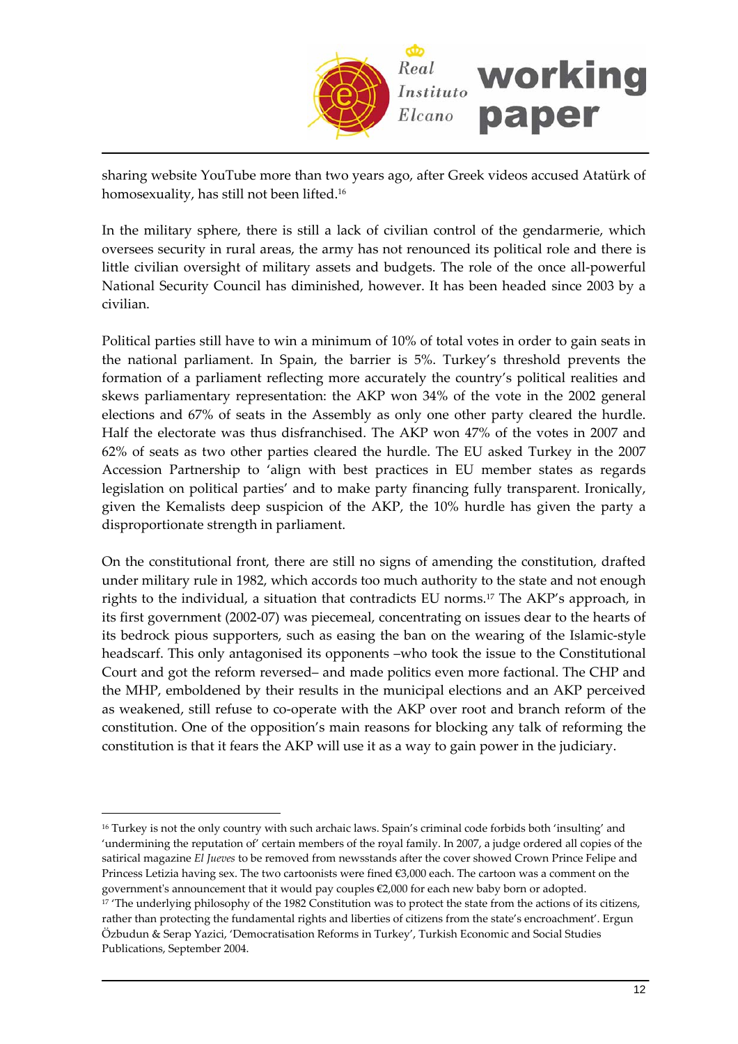sharing website YouTube more than two years ago, after Greek videos accused Atatürk of homosexuality, has still not been lifted.[16]

In the military sphere, there is still a lack of civilian control of the gendarmerie, which oversees security in rural areas, the army has not renounced its political role and there is little civilian oversight of military assets and budgets. The role of the once all-powerful National Security Council has diminished, however. It has been headed since 2003 by a civilian.

Political parties still have to win a minimum of 10% of total votes in order to gain seats in the national parliament. In Spain, the barrier is 5%. Turkey's threshold prevents the formation of a parliament reflecting more accurately the country's political realities and skews parliamentary representation: the AKP won 34% of the vote in the 2002 general elections and 67% of seats in the Assembly as only one other party cleared the hurdle. Half the electorate was thus disfranchised. The AKP won 47% of the votes in 2007 and 62% of seats as two other parties cleared the hurdle. The EU asked Turkey in the 2007 Accession Partnership to 'align with best practices in EU member states as regards legislation on political parties' and to make party financing fully transparent. Ironically, given the Kemalists deep suspicion of the AKP, the 10% hurdle has given the party a disproportionate strength in parliament.

On the constitutional front, there are still no signs of amending the constitution, drafted under military rule in 1982, which accords too much authority to the state and not enough rights to the individual, a situation that contradicts EU norms.[17] The AKP's approach, in its first government (2002-07) was piecemeal, concentrating on issues dear to the hearts of its bedrock pious supporters, such as easing the ban on the wearing of the Islamic-style headscarf. This only antagonised its opponents –who took the issue to the Constitutional Court and got the reform reversed– and made politics even more factional. The CHP and the MHP, emboldened by their results in the municipal elections and an AKP perceived as weakened, still refuse to co-operate with the AKP over root and branch reform of the constitution. One of the opposition's main reasons for blocking any talk of reforming the constitution is that it fears the AKP will use it as a way to gain power in the judiciary.

---

[16] Turkey is not the only country with such archaic laws. Spain's criminal code forbids both 'insulting' and 'undermining the reputation of' certain members of the royal family. In 2007, a judge ordered all copies of the satirical magazine *El Jueves* to be removed from newsstands after the cover showed Crown Prince Felipe and Princess Letizia having sex. The two cartoonists were fined €3,000 each. The cartoon was a comment on the government's announcement that it would pay couples €2,000 for each new baby born or adopted.

[17] 'The underlying philosophy of the 1982 Constitution was to protect the state from the actions of its citizens, rather than protecting the fundamental rights and liberties of citizens from the state's encroachment'. Ergun Özbudun & Serap Yazici, 'Democratisation Reforms in Turkey', Turkish Economic and Social Studies Publications, September 2004.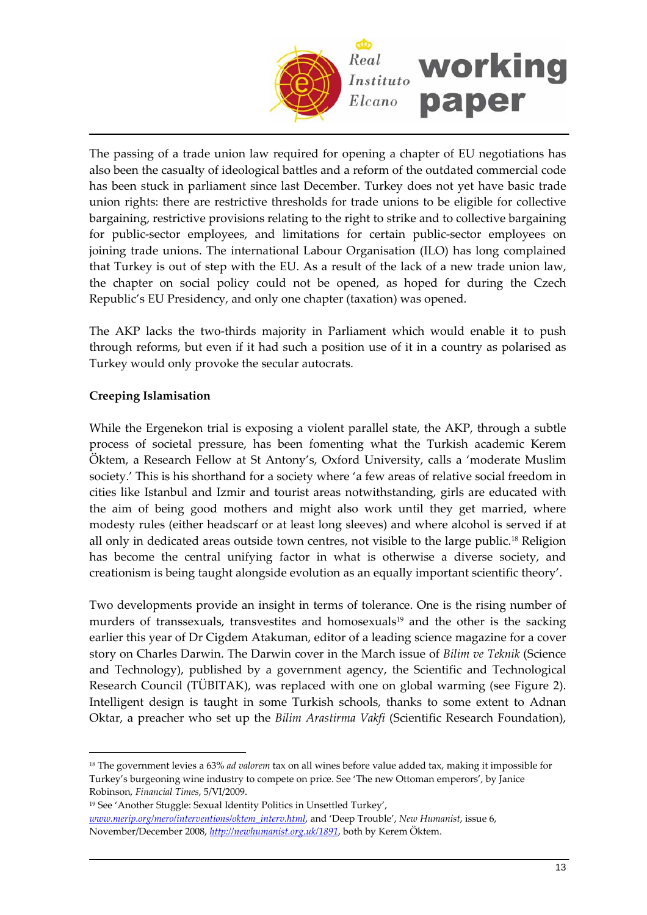The passing of a trade union law required for opening a chapter of EU negotiations has also been the casualty of ideological battles and a reform of the outdated commercial code has been stuck in parliament since last December. Turkey does not yet have basic trade union rights: there are restrictive thresholds for trade unions to be eligible for collective bargaining, restrictive provisions relating to the right to strike and to collective bargaining for public-sector employees, and limitations for certain public-sector employees on joining trade unions. The international Labour Organisation (ILO) has long complained that Turkey is out of step with the EU. As a result of the lack of a new trade union law, the chapter on social policy could not be opened, as hoped for during the Czech Republic's EU Presidency, and only one chapter (taxation) was opened.

The AKP lacks the two-thirds majority in Parliament which would enable it to push through reforms, but even if it had such a position use of it in a country as polarised as Turkey would only provoke the secular autocrats.

**Creeping Islamisation**

While the Ergenekon trial is exposing a violent parallel state, the AKP, through a subtle process of societal pressure, has been fomenting what the Turkish academic Kerem Öktem, a Research Fellow at St Antony's, Oxford University, calls a 'moderate Muslim society.' This is his shorthand for a society where 'a few areas of relative social freedom in cities like Istanbul and Izmir and tourist areas notwithstanding, girls are educated with the aim of being good mothers and might also work until they get married, where modesty rules (either headscarf or at least long sleeves) and where alcohol is served if at all only in dedicated areas outside town centres, not visible to the large public.[18] Religion has become the central unifying factor in what is otherwise a diverse society, and creationism is being taught alongside evolution as an equally important scientific theory'.

Two developments provide an insight in terms of tolerance. One is the rising number of murders of transsexuals, transvestites and homosexuals[19] and the other is the sacking earlier this year of Dr Cigdem Atakuman, editor of a leading science magazine for a cover story on Charles Darwin. The Darwin cover in the March issue of *Bilim ve Teknik* (Science and Technology), published by a government agency, the Scientific and Technological Research Council (TÜBITAK), was replaced with one on global warming (see Figure 2). Intelligent design is taught in some Turkish schools, thanks to some extent to Adnan Oktar, a preacher who set up the *Bilim Arastirma Vakfi* (Scientific Research Foundation),

---

[18] The government levies a 63% *ad valorem* tax on all wines before value added tax, making it impossible for Turkey's burgeoning wine industry to compete on price. See 'The new Ottoman emperors', by Janice Robinson, *Financial Times*, 5/VI/2009.

[19] See 'Another Stuggle: Sexual Identity Politics in Unsettled Turkey', *www.merip.org/mero/interventions/oktem_interv.html*, and 'Deep Trouble', *New Humanist*, issue 6, November/December 2008, *http://newhumanist.org.uk/1891*, both by Kerem Öktem.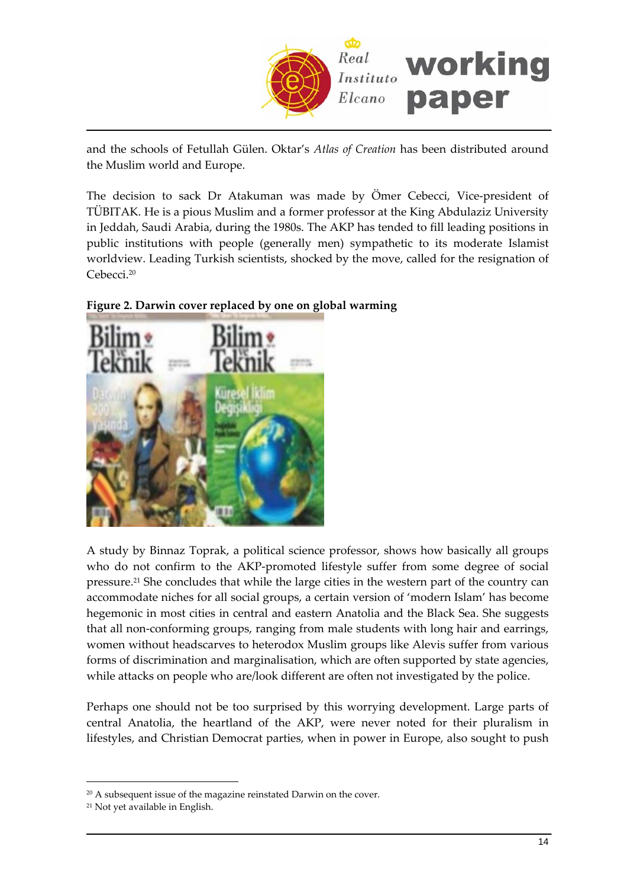and the schools of Fetullah Gülen. Oktar's *Atlas of Creation* has been distributed around the Muslim world and Europe.

The decision to sack Dr Atakuman was made by Ömer Cebecci, Vice-president of TÜBITAK. He is a pious Muslim and a former professor at the King Abdulaziz University in Jeddah, Saudi Arabia, during the 1980s. The AKP has tended to fill leading positions in public institutions with people (generally men) sympathetic to its moderate Islamist worldview. Leading Turkish scientists, shocked by the move, called for the resignation of Cebecci.[20]

**Figure 2. Darwin cover replaced by one on global warming**

A study by Binnaz Toprak, a political science professor, shows how basically all groups who do not confirm to the AKP-promoted lifestyle suffer from some degree of social pressure.[21] She concludes that while the large cities in the western part of the country can accommodate niches for all social groups, a certain version of 'modern Islam' has become hegemonic in most cities in central and eastern Anatolia and the Black Sea. She suggests that all non-conforming groups, ranging from male students with long hair and earrings, women without headscarves to heterodox Muslim groups like Alevis suffer from various forms of discrimination and marginalisation, which are often supported by state agencies, while attacks on people who are/look different are often not investigated by the police.

Perhaps one should not be too surprised by this worrying development. Large parts of central Anatolia, the heartland of the AKP, were never noted for their pluralism in lifestyles, and Christian Democrat parties, when in power in Europe, also sought to push

---

[20] A subsequent issue of the magazine reinstated Darwin on the cover.

[21] Not yet available in English.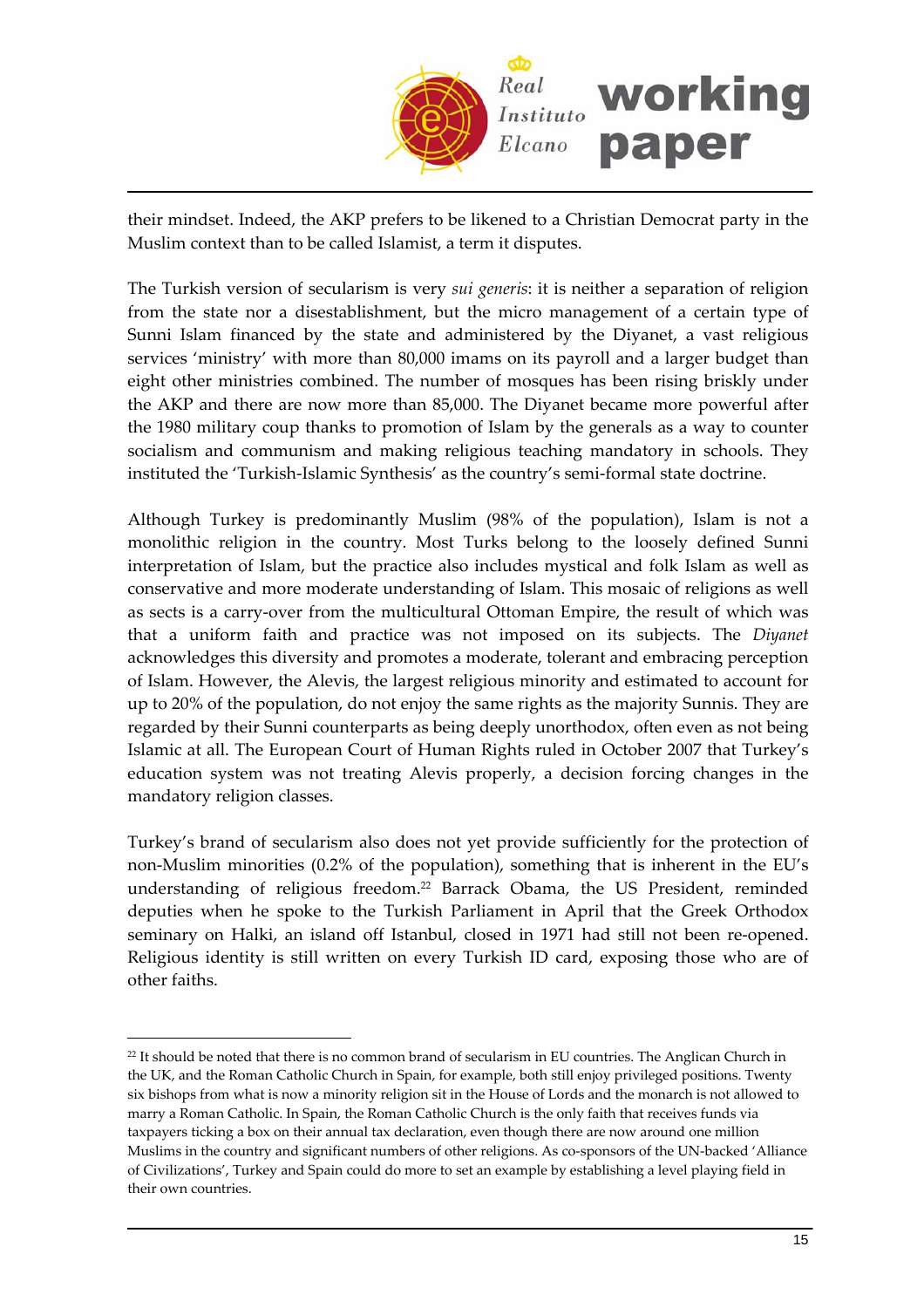their mindset. Indeed, the AKP prefers to be likened to a Christian Democrat party in the Muslim context than to be called Islamist, a term it disputes.

The Turkish version of secularism is very *sui generis*: it is neither a separation of religion from the state nor a disestablishment, but the micro management of a certain type of Sunni Islam financed by the state and administered by the Diyanet, a vast religious services 'ministry' with more than 80,000 imams on its payroll and a larger budget than eight other ministries combined. The number of mosques has been rising briskly under the AKP and there are now more than 85,000. The Diyanet became more powerful after the 1980 military coup thanks to promotion of Islam by the generals as a way to counter socialism and communism and making religious teaching mandatory in schools. They instituted the 'Turkish-Islamic Synthesis' as the country's semi-formal state doctrine.

Although Turkey is predominantly Muslim (98% of the population), Islam is not a monolithic religion in the country. Most Turks belong to the loosely defined Sunni interpretation of Islam, but the practice also includes mystical and folk Islam as well as conservative and more moderate understanding of Islam. This mosaic of religions as well as sects is a carry-over from the multicultural Ottoman Empire, the result of which was that a uniform faith and practice was not imposed on its subjects. The *Diyanet* acknowledges this diversity and promotes a moderate, tolerant and embracing perception of Islam. However, the Alevis, the largest religious minority and estimated to account for up to 20% of the population, do not enjoy the same rights as the majority Sunnis. They are regarded by their Sunni counterparts as being deeply unorthodox, often even as not being Islamic at all. The European Court of Human Rights ruled in October 2007 that Turkey's education system was not treating Alevis properly, a decision forcing changes in the mandatory religion classes.

Turkey's brand of secularism also does not yet provide sufficiently for the protection of non-Muslim minorities (0.2% of the population), something that is inherent in the EU's understanding of religious freedom.[22] Barrack Obama, the US President, reminded deputies when he spoke to the Turkish Parliament in April that the Greek Orthodox seminary on Halki, an island off Istanbul, closed in 1971 had still not been re-opened. Religious identity is still written on every Turkish ID card, exposing those who are of other faiths.

---

[22] It should be noted that there is no common brand of secularism in EU countries. The Anglican Church in the UK, and the Roman Catholic Church in Spain, for example, both still enjoy privileged positions. Twenty six bishops from what is now a minority religion sit in the House of Lords and the monarch is not allowed to marry a Roman Catholic. In Spain, the Roman Catholic Church is the only faith that receives funds via taxpayers ticking a box on their annual tax declaration, even though there are now around one million Muslims in the country and significant numbers of other religions. As co-sponsors of the UN-backed 'Alliance of Civilizations', Turkey and Spain could do more to set an example by establishing a level playing field in their own countries.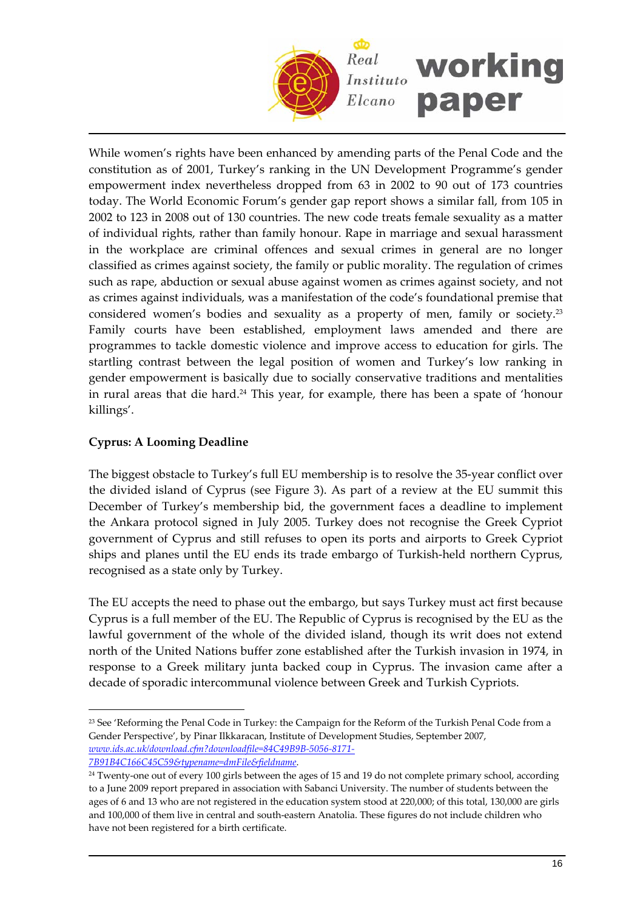While women's rights have been enhanced by amending parts of the Penal Code and the constitution as of 2001, Turkey's ranking in the UN Development Programme's gender empowerment index nevertheless dropped from 63 in 2002 to 90 out of 173 countries today. The World Economic Forum's gender gap report shows a similar fall, from 105 in 2002 to 123 in 2008 out of 130 countries. The new code treats female sexuality as a matter of individual rights, rather than family honour. Rape in marriage and sexual harassment in the workplace are criminal offences and sexual crimes in general are no longer classified as crimes against society, the family or public morality. The regulation of crimes such as rape, abduction or sexual abuse against women as crimes against society, and not as crimes against individuals, was a manifestation of the code's foundational premise that considered women's bodies and sexuality as a property of men, family or society.[23] Family courts have been established, employment laws amended and there are programmes to tackle domestic violence and improve access to education for girls. The startling contrast between the legal position of women and Turkey's low ranking in gender empowerment is basically due to socially conservative traditions and mentalities in rural areas that die hard.[24] This year, for example, there has been a spate of 'honour killings'.

**Cyprus: A Looming Deadline**

The biggest obstacle to Turkey's full EU membership is to resolve the 35-year conflict over the divided island of Cyprus (see Figure 3). As part of a review at the EU summit this December of Turkey's membership bid, the government faces a deadline to implement the Ankara protocol signed in July 2005. Turkey does not recognise the Greek Cypriot government of Cyprus and still refuses to open its ports and airports to Greek Cypriot ships and planes until the EU ends its trade embargo of Turkish-held northern Cyprus, recognised as a state only by Turkey.

The EU accepts the need to phase out the embargo, but says Turkey must act first because Cyprus is a full member of the EU. The Republic of Cyprus is recognised by the EU as the lawful government of the whole of the divided island, though its writ does not extend north of the United Nations buffer zone established after the Turkish invasion in 1974, in response to a Greek military junta backed coup in Cyprus. The invasion came after a decade of sporadic intercommunal violence between Greek and Turkish Cypriots.

---

[23] See 'Reforming the Penal Code in Turkey: the Campaign for the Reform of the Turkish Penal Code from a Gender Perspective', by Pinar Ilkkaracan, Institute of Development Studies, September 2007, *www.ids.ac.uk/download.cfm?downloadfile=84C49B9B-5056-8171-7B91B4C166C45C59&typename=dmFile&fieldname*.

[24] Twenty-one out of every 100 girls between the ages of 15 and 19 do not complete primary school, according to a June 2009 report prepared in association with Sabanci University. The number of students between the ages of 6 and 13 who are not registered in the education system stood at 220,000; of this total, 130,000 are girls and 100,000 of them live in central and south-eastern Anatolia. These figures do not include children who have not been registered for a birth certificate.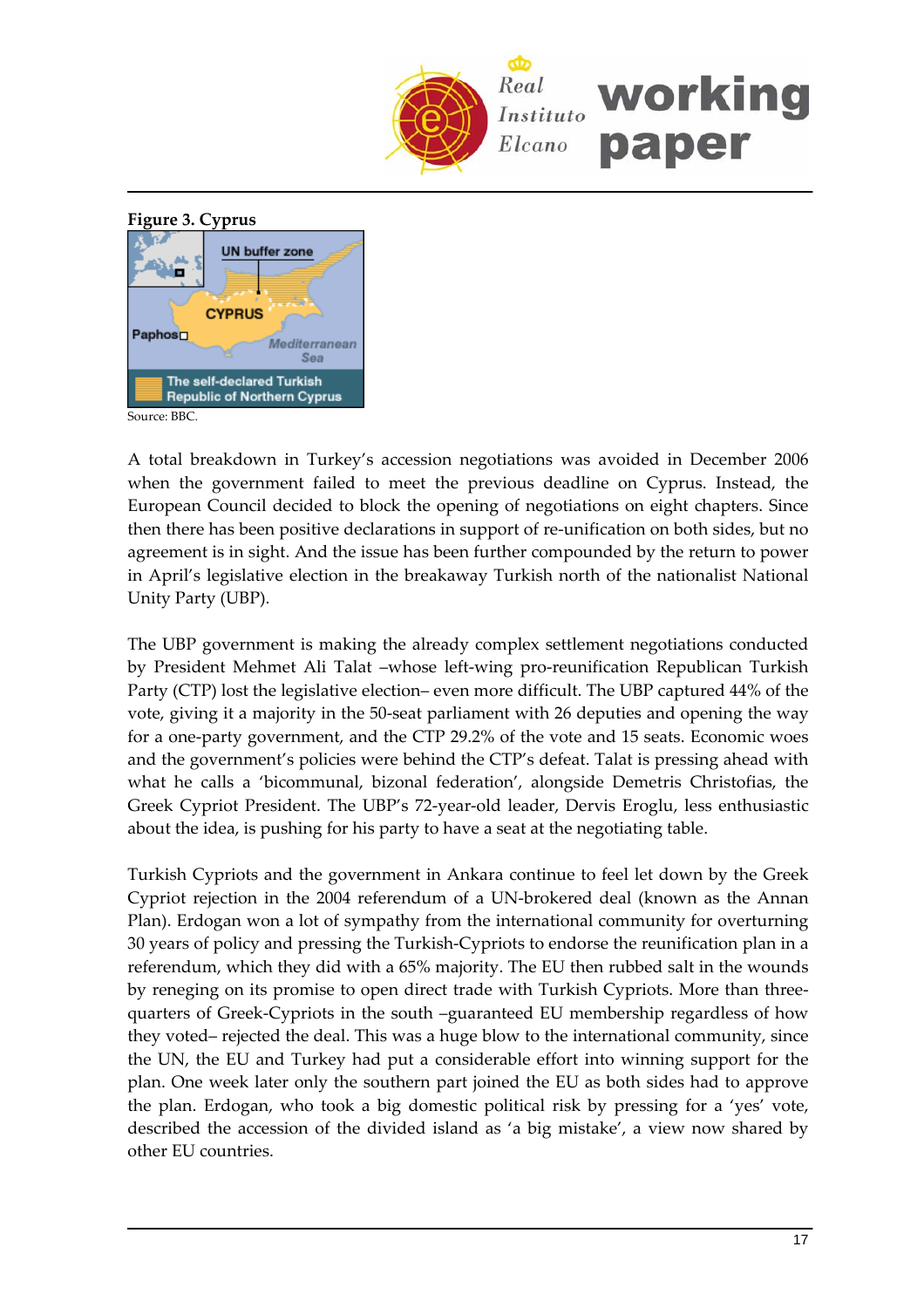**Figure 3. Cyprus**

Source: BBC.

A total breakdown in Turkey's accession negotiations was avoided in December 2006 when the government failed to meet the previous deadline on Cyprus. Instead, the European Council decided to block the opening of negotiations on eight chapters. Since then there has been positive declarations in support of re-unification on both sides, but no agreement is in sight. And the issue has been further compounded by the return to power in April's legislative election in the breakaway Turkish north of the nationalist National Unity Party (UBP).

The UBP government is making the already complex settlement negotiations conducted by President Mehmet Ali Talat –whose left-wing pro-reunification Republican Turkish Party (CTP) lost the legislative election– even more difficult. The UBP captured 44% of the vote, giving it a majority in the 50-seat parliament with 26 deputies and opening the way for a one-party government, and the CTP 29.2% of the vote and 15 seats. Economic woes and the government's policies were behind the CTP's defeat. Talat is pressing ahead with what he calls a 'bicommunal, bizonal federation', alongside Demetris Christofias, the Greek Cypriot President. The UBP's 72-year-old leader, Dervis Eroglu, less enthusiastic about the idea, is pushing for his party to have a seat at the negotiating table.

Turkish Cypriots and the government in Ankara continue to feel let down by the Greek Cypriot rejection in the 2004 referendum of a UN-brokered deal (known as the Annan Plan). Erdogan won a lot of sympathy from the international community for overturning 30 years of policy and pressing the Turkish-Cypriots to endorse the reunification plan in a referendum, which they did with a 65% majority. The EU then rubbed salt in the wounds by reneging on its promise to open direct trade with Turkish Cypriots. More than three-quarters of Greek-Cypriots in the south –guaranteed EU membership regardless of how they voted– rejected the deal. This was a huge blow to the international community, since the UN, the EU and Turkey had put a considerable effort into winning support for the plan. One week later only the southern part joined the EU as both sides had to approve the plan. Erdogan, who took a big domestic political risk by pressing for a 'yes' vote, described the accession of the divided island as 'a big mistake', a view now shared by other EU countries.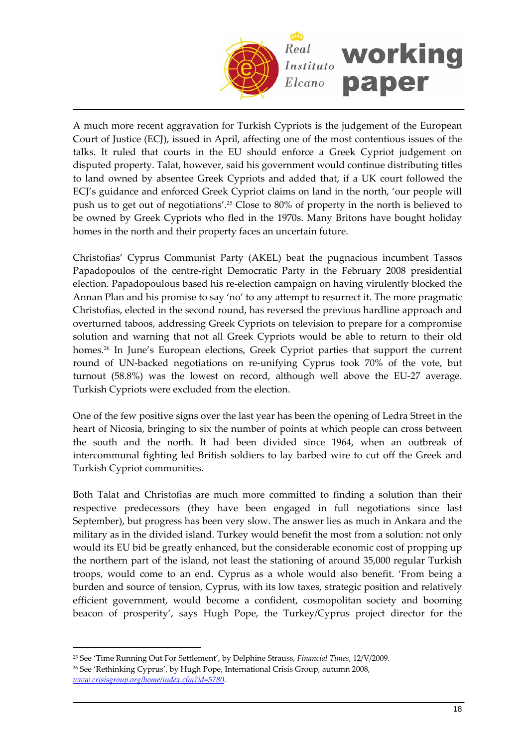A much more recent aggravation for Turkish Cypriots is the judgement of the European Court of Justice (ECJ), issued in April, affecting one of the most contentious issues of the talks. It ruled that courts in the EU should enforce a Greek Cypriot judgement on disputed property. Talat, however, said his government would continue distributing titles to land owned by absentee Greek Cypriots and added that, if a UK court followed the ECJ's guidance and enforced Greek Cypriot claims on land in the north, 'our people will push us to get out of negotiations'.[25] Close to 80% of property in the north is believed to be owned by Greek Cypriots who fled in the 1970s. Many Britons have bought holiday homes in the north and their property faces an uncertain future.

Christofias' Cyprus Communist Party (AKEL) beat the pugnacious incumbent Tassos Papadopoulos of the centre-right Democratic Party in the February 2008 presidential election. Papadopoulous based his re-election campaign on having virulently blocked the Annan Plan and his promise to say 'no' to any attempt to resurrect it. The more pragmatic Christofias, elected in the second round, has reversed the previous hardline approach and overturned taboos, addressing Greek Cypriots on television to prepare for a compromise solution and warning that not all Greek Cypriots would be able to return to their old homes.[26] In June's European elections, Greek Cypriot parties that support the current round of UN-backed negotiations on re-unifying Cyprus took 70% of the vote, but turnout (58.8%) was the lowest on record, although well above the EU-27 average. Turkish Cypriots were excluded from the election.

One of the few positive signs over the last year has been the opening of Ledra Street in the heart of Nicosia, bringing to six the number of points at which people can cross between the south and the north. It had been divided since 1964, when an outbreak of intercommunal fighting led British soldiers to lay barbed wire to cut off the Greek and Turkish Cypriot communities.

Both Talat and Christofias are much more committed to finding a solution than their respective predecessors (they have been engaged in full negotiations since last September), but progress has been very slow. The answer lies as much in Ankara and the military as in the divided island. Turkey would benefit the most from a solution: not only would its EU bid be greatly enhanced, but the considerable economic cost of propping up the northern part of the island, not least the stationing of around 35,000 regular Turkish troops, would come to an end. Cyprus as a whole would also benefit. 'From being a burden and source of tension, Cyprus, with its low taxes, strategic position and relatively efficient government, would become a confident, cosmopolitan society and booming beacon of prosperity', says Hugh Pope, the Turkey/Cyprus project director for the

---

[25] See 'Time Running Out For Settlement', by Delphine Strauss, *Financial Times*, 12/V/2009.

[26] See 'Rethinking Cyprus', by Hugh Pope, International Crisis Group, autumn 2008, *www.crisisgroup.org/home/index.cfm?id=5780*.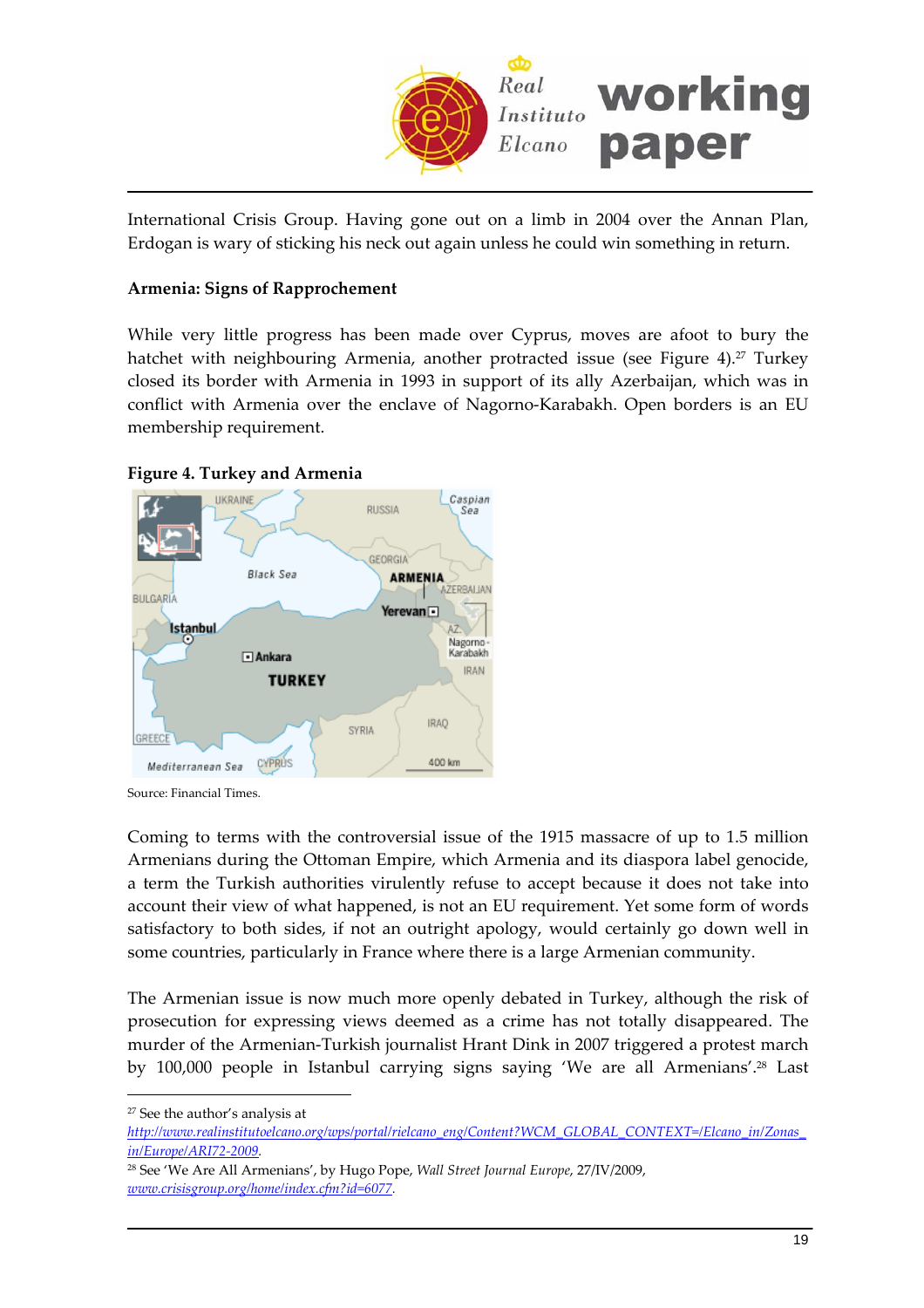International Crisis Group. Having gone out on a limb in 2004 over the Annan Plan, Erdogan is wary of sticking his neck out again unless he could win something in return.

**Armenia: Signs of Rapprochement**

While very little progress has been made over Cyprus, moves are afoot to bury the hatchet with neighbouring Armenia, another protracted issue (see Figure 4).[27] Turkey closed its border with Armenia in 1993 in support of its ally Azerbaijan, which was in conflict with Armenia over the enclave of Nagorno-Karabakh. Open borders is an EU membership requirement.

**Figure 4. Turkey and Armenia**

Source: Financial Times.

Coming to terms with the controversial issue of the 1915 massacre of up to 1.5 million Armenians during the Ottoman Empire, which Armenia and its diaspora label genocide, a term the Turkish authorities virulently refuse to accept because it does not take into account their view of what happened, is not an EU requirement. Yet some form of words satisfactory to both sides, if not an outright apology, would certainly go down well in some countries, particularly in France where there is a large Armenian community.

The Armenian issue is now much more openly debated in Turkey, although the risk of prosecution for expressing views deemed as a crime has not totally disappeared. The murder of the Armenian-Turkish journalist Hrant Dink in 2007 triggered a protest march by 100,000 people in Istanbul carrying signs saying 'We are all Armenians'.[28] Last

---

[27] See the author's analysis at *http://www.realinstitutoelcano.org/wps/portal/rielcano_eng/Content?WCM_GLOBAL_CONTEXT=/Elcano_in/Zonas_in/Europe/ARI72-2009*.

[28] See 'We Are All Armenians', by Hugo Pope, *Wall Street Journal Europe*, 27/IV/2009, *www.crisisgroup.org/home/index.cfm?id=6077*.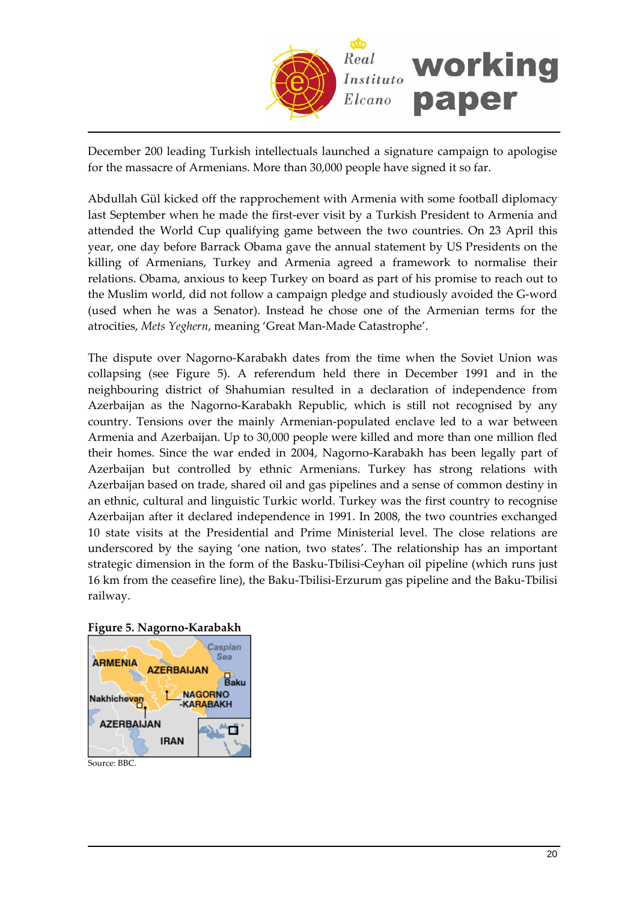December 200 leading Turkish intellectuals launched a signature campaign to apologise for the massacre of Armenians. More than 30,000 people have signed it so far.

Abdullah Gül kicked off the rapprochement with Armenia with some football diplomacy last September when he made the first-ever visit by a Turkish President to Armenia and attended the World Cup qualifying game between the two countries. On 23 April this year, one day before Barrack Obama gave the annual statement by US Presidents on the killing of Armenians, Turkey and Armenia agreed a framework to normalise their relations. Obama, anxious to keep Turkey on board as part of his promise to reach out to the Muslim world, did not follow a campaign pledge and studiously avoided the G-word (used when he was a Senator). Instead he chose one of the Armenian terms for the atrocities, *Mets Yeghern*, meaning 'Great Man-Made Catastrophe'.

The dispute over Nagorno-Karabakh dates from the time when the Soviet Union was collapsing (see Figure 5). A referendum held there in December 1991 and in the neighbouring district of Shahumian resulted in a declaration of independence from Azerbaijan as the Nagorno-Karabakh Republic, which is still not recognised by any country. Tensions over the mainly Armenian-populated enclave led to a war between Armenia and Azerbaijan. Up to 30,000 people were killed and more than one million fled their homes. Since the war ended in 2004, Nagorno-Karabakh has been legally part of Azerbaijan but controlled by ethnic Armenians. Turkey has strong relations with Azerbaijan based on trade, shared oil and gas pipelines and a sense of common destiny in an ethnic, cultural and linguistic Turkic world. Turkey was the first country to recognise Azerbaijan after it declared independence in 1991. In 2008, the two countries exchanged 10 state visits at the Presidential and Prime Ministerial level. The close relations are underscored by the saying 'one nation, two states'. The relationship has an important strategic dimension in the form of the Basku-Tbilisi-Ceyhan oil pipeline (which runs just 16 km from the ceasefire line), the Baku-Tbilisi-Erzurum gas pipeline and the Baku-Tbilisi railway.

**Figure 5. Nagorno-Karabakh**

Source: BBC.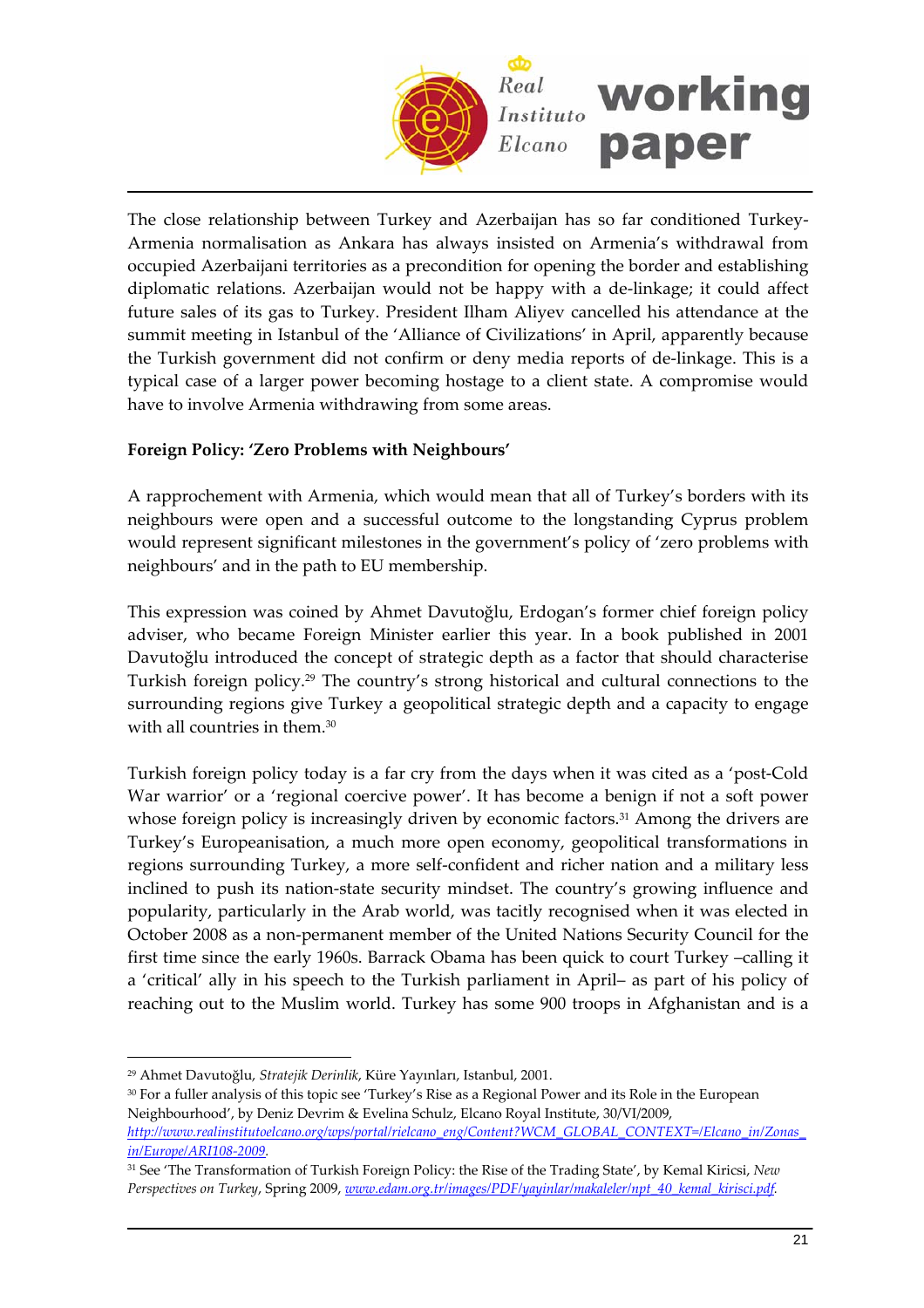The close relationship between Turkey and Azerbaijan has so far conditioned Turkey-Armenia normalisation as Ankara has always insisted on Armenia's withdrawal from occupied Azerbaijani territories as a precondition for opening the border and establishing diplomatic relations. Azerbaijan would not be happy with a de-linkage; it could affect future sales of its gas to Turkey. President Ilham Aliyev cancelled his attendance at the summit meeting in Istanbul of the 'Alliance of Civilizations' in April, apparently because the Turkish government did not confirm or deny media reports of de-linkage. This is a typical case of a larger power becoming hostage to a client state. A compromise would have to involve Armenia withdrawing from some areas.

**Foreign Policy: 'Zero Problems with Neighbours'**

A rapprochement with Armenia, which would mean that all of Turkey's borders with its neighbours were open and a successful outcome to the longstanding Cyprus problem would represent significant milestones in the government's policy of 'zero problems with neighbours' and in the path to EU membership.

This expression was coined by Ahmet Davutoğlu, Erdogan's former chief foreign policy adviser, who became Foreign Minister earlier this year. In a book published in 2001 Davutoğlu introduced the concept of strategic depth as a factor that should characterise Turkish foreign policy.[29] The country's strong historical and cultural connections to the surrounding regions give Turkey a geopolitical strategic depth and a capacity to engage with all countries in them.[30]

Turkish foreign policy today is a far cry from the days when it was cited as a 'post-Cold War warrior' or a 'regional coercive power'. It has become a benign if not a soft power whose foreign policy is increasingly driven by economic factors.[31] Among the drivers are Turkey's Europeanisation, a much more open economy, geopolitical transformations in regions surrounding Turkey, a more self-confident and richer nation and a military less inclined to push its nation-state security mindset. The country's growing influence and popularity, particularly in the Arab world, was tacitly recognised when it was elected in October 2008 as a non-permanent member of the United Nations Security Council for the first time since the early 1960s. Barrack Obama has been quick to court Turkey –calling it a 'critical' ally in his speech to the Turkish parliament in April– as part of his policy of reaching out to the Muslim world. Turkey has some 900 troops in Afghanistan and is a

---

[29] Ahmet Davutoğlu, *Stratejik Derinlik*, Küre Yayınları, Istanbul, 2001.

[30] For a fuller analysis of this topic see 'Turkey's Rise as a Regional Power and its Role in the European Neighbourhood', by Deniz Devrim & Evelina Schulz, Elcano Royal Institute, 30/VI/2009, http://www.realinstitutoelcano.org/wps/portal/rielcano_eng/Content?WCM_GLOBAL_CONTEXT=/Elcano_in/Zonas_in/Europe/ARI108-2009.

[31] See 'The Transformation of Turkish Foreign Policy: the Rise of the Trading State', by Kemal Kirisci, *New Perspectives on Turkey*, Spring 2009, www.edam.org.tr/images/PDF/yayinlar/makaleler/npt_40_kemal_kirisci.pdf.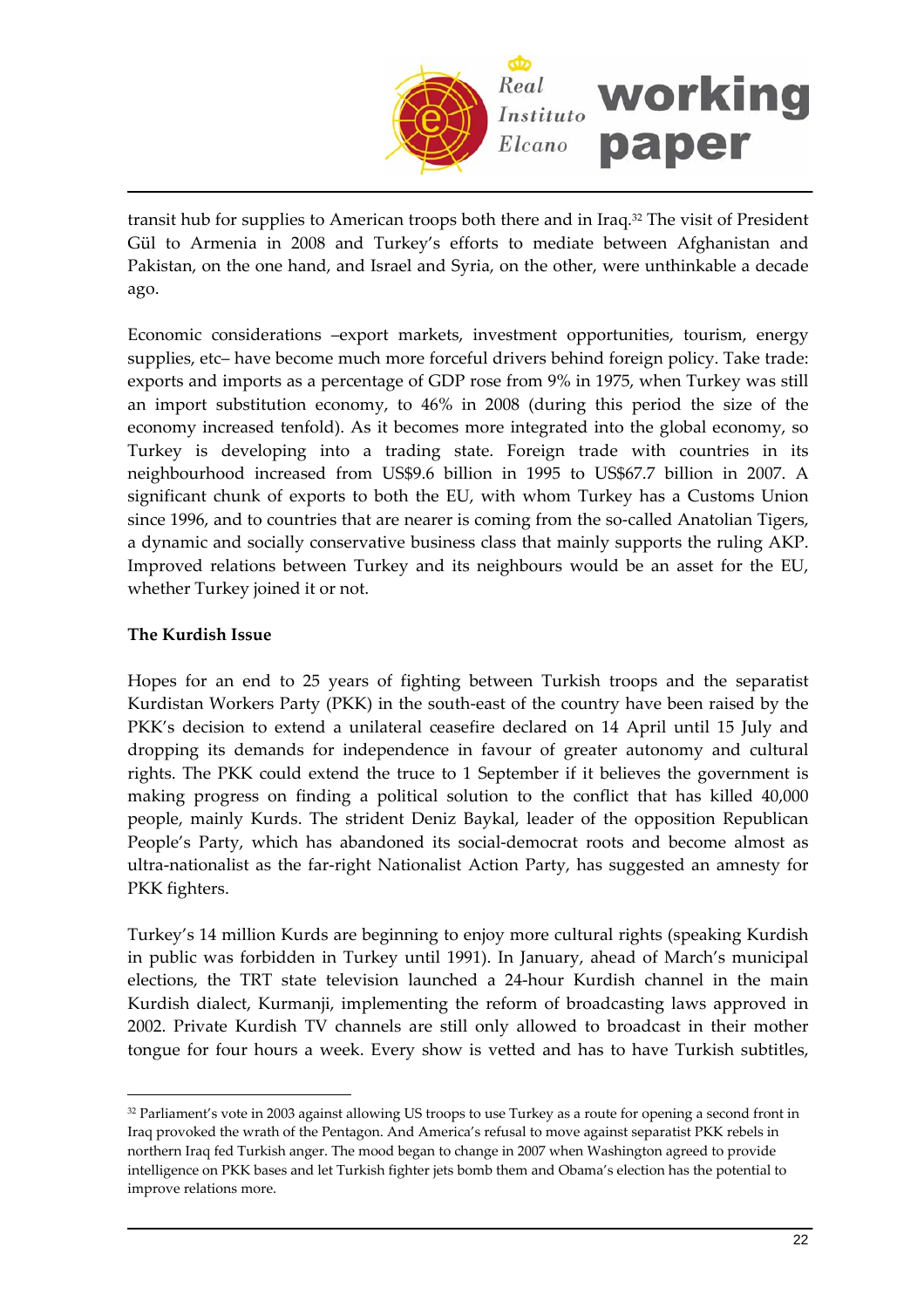transit hub for supplies to American troops both there and in Iraq.[32] The visit of President Gül to Armenia in 2008 and Turkey's efforts to mediate between Afghanistan and Pakistan, on the one hand, and Israel and Syria, on the other, were unthinkable a decade ago.

Economic considerations –export markets, investment opportunities, tourism, energy supplies, etc– have become much more forceful drivers behind foreign policy. Take trade: exports and imports as a percentage of GDP rose from 9% in 1975, when Turkey was still an import substitution economy, to 46% in 2008 (during this period the size of the economy increased tenfold). As it becomes more integrated into the global economy, so Turkey is developing into a trading state. Foreign trade with countries in its neighbourhood increased from US$9.6 billion in 1995 to US$67.7 billion in 2007. A significant chunk of exports to both the EU, with whom Turkey has a Customs Union since 1996, and to countries that are nearer is coming from the so-called Anatolian Tigers, a dynamic and socially conservative business class that mainly supports the ruling AKP. Improved relations between Turkey and its neighbours would be an asset for the EU, whether Turkey joined it or not.

**The Kurdish Issue**

Hopes for an end to 25 years of fighting between Turkish troops and the separatist Kurdistan Workers Party (PKK) in the south-east of the country have been raised by the PKK's decision to extend a unilateral ceasefire declared on 14 April until 15 July and dropping its demands for independence in favour of greater autonomy and cultural rights. The PKK could extend the truce to 1 September if it believes the government is making progress on finding a political solution to the conflict that has killed 40,000 people, mainly Kurds. The strident Deniz Baykal, leader of the opposition Republican People's Party, which has abandoned its social-democrat roots and become almost as ultra-nationalist as the far-right Nationalist Action Party, has suggested an amnesty for PKK fighters.

Turkey's 14 million Kurds are beginning to enjoy more cultural rights (speaking Kurdish in public was forbidden in Turkey until 1991). In January, ahead of March's municipal elections, the TRT state television launched a 24-hour Kurdish channel in the main Kurdish dialect, Kurmanji, implementing the reform of broadcasting laws approved in 2002. Private Kurdish TV channels are still only allowed to broadcast in their mother tongue for four hours a week. Every show is vetted and has to have Turkish subtitles,

---

[32] Parliament's vote in 2003 against allowing US troops to use Turkey as a route for opening a second front in Iraq provoked the wrath of the Pentagon. And America's refusal to move against separatist PKK rebels in northern Iraq fed Turkish anger. The mood began to change in 2007 when Washington agreed to provide intelligence on PKK bases and let Turkish fighter jets bomb them and Obama's election has the potential to improve relations more.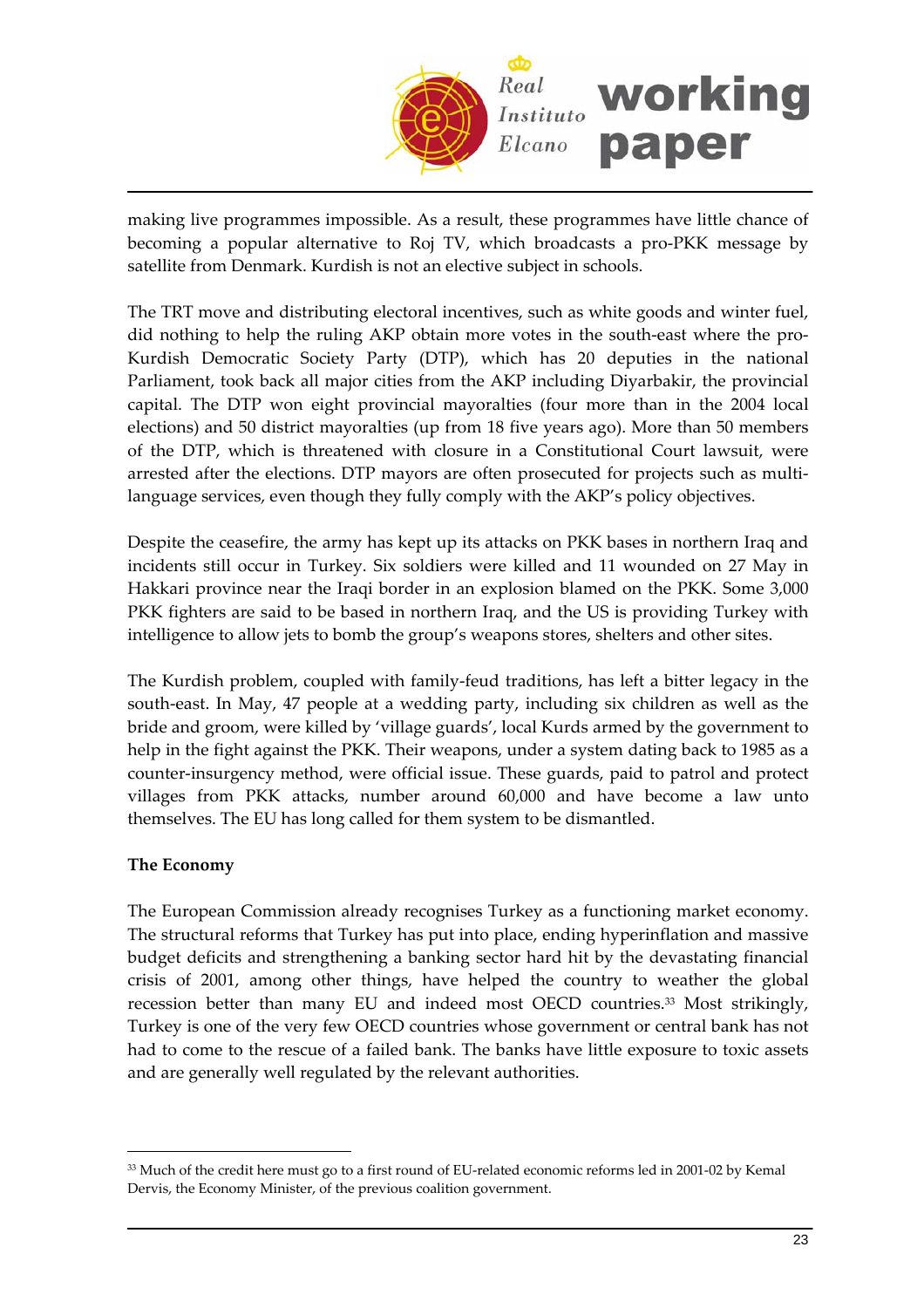making live programmes impossible. As a result, these programmes have little chance of becoming a popular alternative to Roj TV, which broadcasts a pro-PKK message by satellite from Denmark. Kurdish is not an elective subject in schools.

The TRT move and distributing electoral incentives, such as white goods and winter fuel, did nothing to help the ruling AKP obtain more votes in the south-east where the pro-Kurdish Democratic Society Party (DTP), which has 20 deputies in the national Parliament, took back all major cities from the AKP including Diyarbakir, the provincial capital. The DTP won eight provincial mayoralties (four more than in the 2004 local elections) and 50 district mayoralties (up from 18 five years ago). More than 50 members of the DTP, which is threatened with closure in a Constitutional Court lawsuit, were arrested after the elections. DTP mayors are often prosecuted for projects such as multi-language services, even though they fully comply with the AKP's policy objectives.

Despite the ceasefire, the army has kept up its attacks on PKK bases in northern Iraq and incidents still occur in Turkey. Six soldiers were killed and 11 wounded on 27 May in Hakkari province near the Iraqi border in an explosion blamed on the PKK. Some 3,000 PKK fighters are said to be based in northern Iraq, and the US is providing Turkey with intelligence to allow jets to bomb the group's weapons stores, shelters and other sites.

The Kurdish problem, coupled with family-feud traditions, has left a bitter legacy in the south-east. In May, 47 people at a wedding party, including six children as well as the bride and groom, were killed by 'village guards', local Kurds armed by the government to help in the fight against the PKK. Their weapons, under a system dating back to 1985 as a counter-insurgency method, were official issue. These guards, paid to patrol and protect villages from PKK attacks, number around 60,000 and have become a law unto themselves. The EU has long called for them system to be dismantled.

**The Economy**

The European Commission already recognises Turkey as a functioning market economy. The structural reforms that Turkey has put into place, ending hyperinflation and massive budget deficits and strengthening a banking sector hard hit by the devastating financial crisis of 2001, among other things, have helped the country to weather the global recession better than many EU and indeed most OECD countries.[33] Most strikingly, Turkey is one of the very few OECD countries whose government or central bank has not had to come to the rescue of a failed bank. The banks have little exposure to toxic assets and are generally well regulated by the relevant authorities.

---

[33] Much of the credit here must go to a first round of EU-related economic reforms led in 2001-02 by Kemal Dervis, the Economy Minister, of the previous coalition government.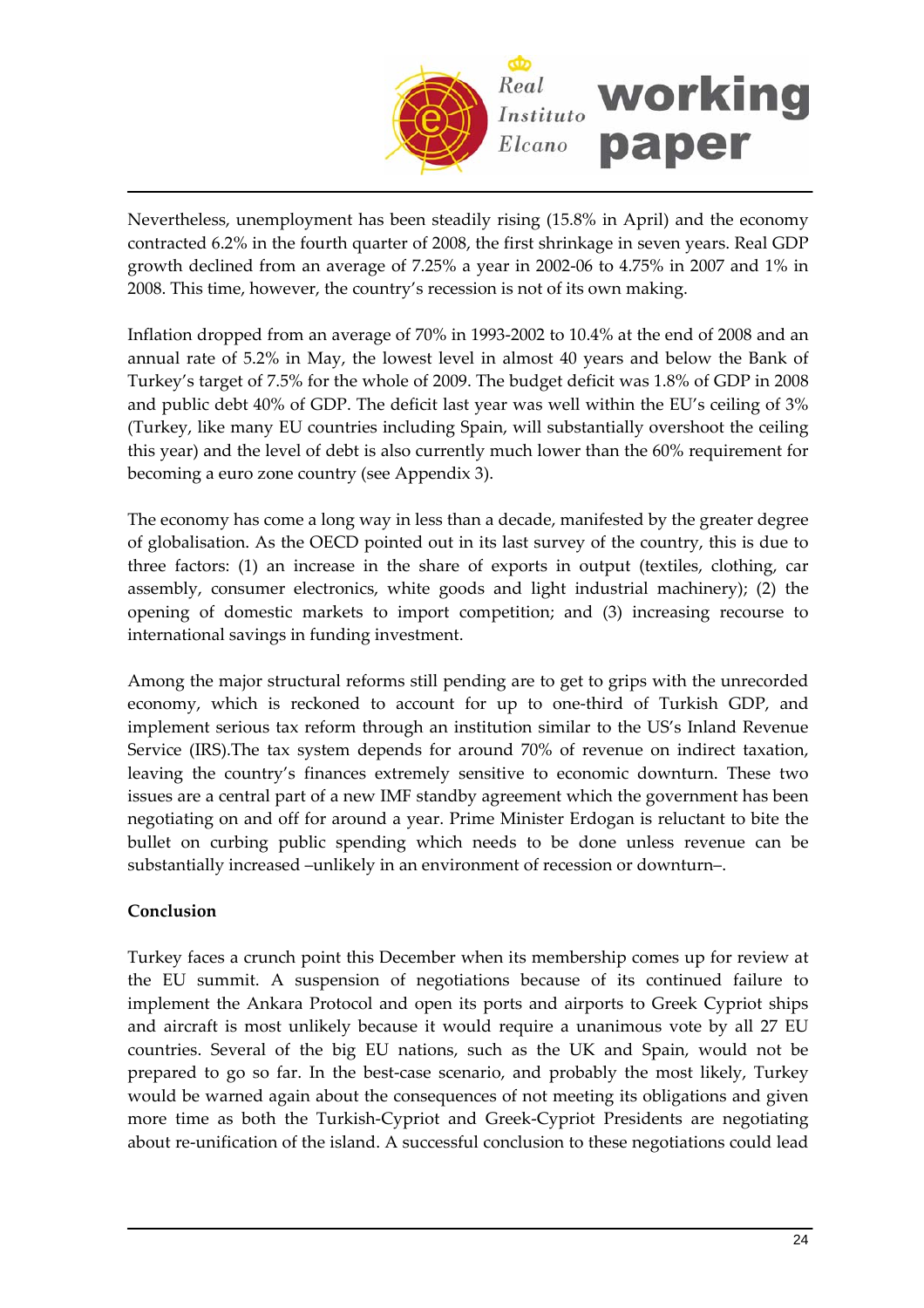Nevertheless, unemployment has been steadily rising (15.8% in April) and the economy contracted 6.2% in the fourth quarter of 2008, the first shrinkage in seven years. Real GDP growth declined from an average of 7.25% a year in 2002-06 to 4.75% in 2007 and 1% in 2008. This time, however, the country's recession is not of its own making.

Inflation dropped from an average of 70% in 1993-2002 to 10.4% at the end of 2008 and an annual rate of 5.2% in May, the lowest level in almost 40 years and below the Bank of Turkey's target of 7.5% for the whole of 2009. The budget deficit was 1.8% of GDP in 2008 and public debt 40% of GDP. The deficit last year was well within the EU's ceiling of 3% (Turkey, like many EU countries including Spain, will substantially overshoot the ceiling this year) and the level of debt is also currently much lower than the 60% requirement for becoming a euro zone country (see Appendix 3).

The economy has come a long way in less than a decade, manifested by the greater degree of globalisation. As the OECD pointed out in its last survey of the country, this is due to three factors: (1) an increase in the share of exports in output (textiles, clothing, car assembly, consumer electronics, white goods and light industrial machinery); (2) the opening of domestic markets to import competition; and (3) increasing recourse to international savings in funding investment.

Among the major structural reforms still pending are to get to grips with the unrecorded economy, which is reckoned to account for up to one-third of Turkish GDP, and implement serious tax reform through an institution similar to the US's Inland Revenue Service (IRS).The tax system depends for around 70% of revenue on indirect taxation, leaving the country's finances extremely sensitive to economic downturn. These two issues are a central part of a new IMF standby agreement which the government has been negotiating on and off for around a year. Prime Minister Erdogan is reluctant to bite the bullet on curbing public spending which needs to be done unless revenue can be substantially increased –unlikely in an environment of recession or downturn–.

**Conclusion**

Turkey faces a crunch point this December when its membership comes up for review at the EU summit. A suspension of negotiations because of its continued failure to implement the Ankara Protocol and open its ports and airports to Greek Cypriot ships and aircraft is most unlikely because it would require a unanimous vote by all 27 EU countries. Several of the big EU nations, such as the UK and Spain, would not be prepared to go so far. In the best-case scenario, and probably the most likely, Turkey would be warned again about the consequences of not meeting its obligations and given more time as both the Turkish-Cypriot and Greek-Cypriot Presidents are negotiating about re-unification of the island. A successful conclusion to these negotiations could lead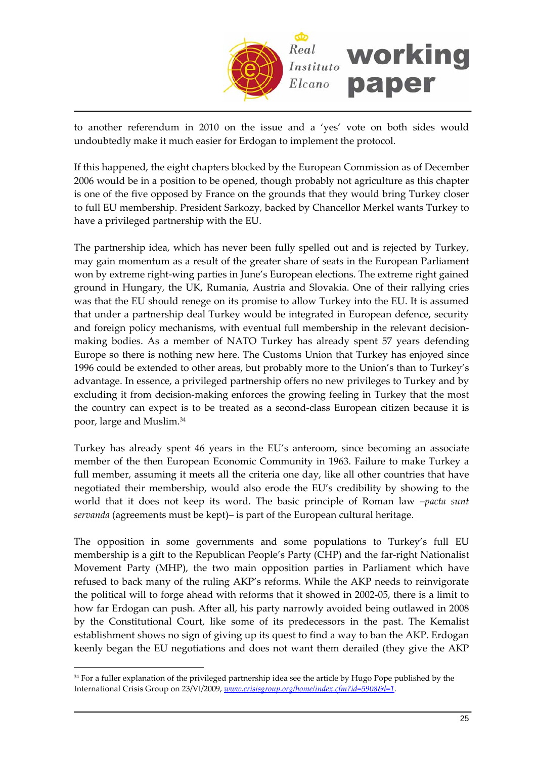to another referendum in 2010 on the issue and a 'yes' vote on both sides would undoubtedly make it much easier for Erdogan to implement the protocol.

If this happened, the eight chapters blocked by the European Commission as of December 2006 would be in a position to be opened, though probably not agriculture as this chapter is one of the five opposed by France on the grounds that they would bring Turkey closer to full EU membership. President Sarkozy, backed by Chancellor Merkel wants Turkey to have a privileged partnership with the EU.

The partnership idea, which has never been fully spelled out and is rejected by Turkey, may gain momentum as a result of the greater share of seats in the European Parliament won by extreme right-wing parties in June's European elections. The extreme right gained ground in Hungary, the UK, Rumania, Austria and Slovakia. One of their rallying cries was that the EU should renege on its promise to allow Turkey into the EU. It is assumed that under a partnership deal Turkey would be integrated in European defence, security and foreign policy mechanisms, with eventual full membership in the relevant decision-making bodies. As a member of NATO Turkey has already spent 57 years defending Europe so there is nothing new here. The Customs Union that Turkey has enjoyed since 1996 could be extended to other areas, but probably more to the Union's than to Turkey's advantage. In essence, a privileged partnership offers no new privileges to Turkey and by excluding it from decision-making enforces the growing feeling in Turkey that the most the country can expect is to be treated as a second-class European citizen because it is poor, large and Muslim.[34]

Turkey has already spent 46 years in the EU's anteroom, since becoming an associate member of the then European Economic Community in 1963. Failure to make Turkey a full member, assuming it meets all the criteria one day, like all other countries that have negotiated their membership, would also erode the EU's credibility by showing to the world that it does not keep its word. The basic principle of Roman law –*pacta sunt servanda* (agreements must be kept)– is part of the European cultural heritage.

The opposition in some governments and some populations to Turkey's full EU membership is a gift to the Republican People's Party (CHP) and the far-right Nationalist Movement Party (MHP), the two main opposition parties in Parliament which have refused to back many of the ruling AKP's reforms. While the AKP needs to reinvigorate the political will to forge ahead with reforms that it showed in 2002-05, there is a limit to how far Erdogan can push. After all, his party narrowly avoided being outlawed in 2008 by the Constitutional Court, like some of its predecessors in the past. The Kemalist establishment shows no sign of giving up its quest to find a way to ban the AKP. Erdogan keenly began the EU negotiations and does not want them derailed (they give the AKP

[34] For a fuller explanation of the privileged partnership idea see the article by Hugo Pope published by the International Crisis Group on 23/VI/2009, *www.crisisgroup.org/home/index.cfm?id=5908&l=1*.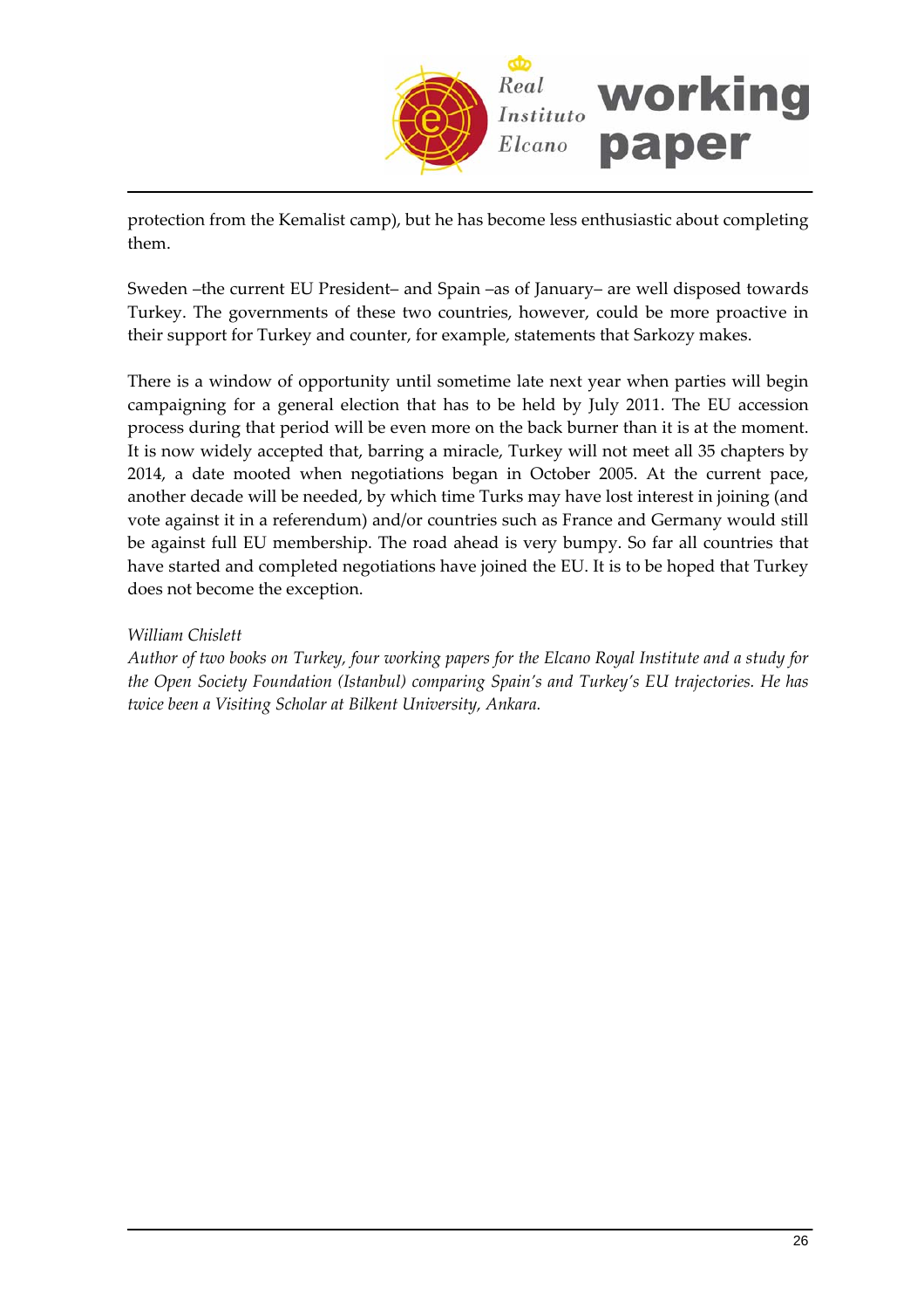protection from the Kemalist camp), but he has become less enthusiastic about completing them.

Sweden –the current EU President– and Spain –as of January– are well disposed towards Turkey. The governments of these two countries, however, could be more proactive in their support for Turkey and counter, for example, statements that Sarkozy makes.

There is a window of opportunity until sometime late next year when parties will begin campaigning for a general election that has to be held by July 2011. The EU accession process during that period will be even more on the back burner than it is at the moment. It is now widely accepted that, barring a miracle, Turkey will not meet all 35 chapters by 2014, a date mooted when negotiations began in October 2005. At the current pace, another decade will be needed, by which time Turks may have lost interest in joining (and vote against it in a referendum) and/or countries such as France and Germany would still be against full EU membership. The road ahead is very bumpy. So far all countries that have started and completed negotiations have joined the EU. It is to be hoped that Turkey does not become the exception.

*William Chislett*
*Author of two books on Turkey, four working papers for the Elcano Royal Institute and a study for the Open Society Foundation (Istanbul) comparing Spain's and Turkey's EU trajectories. He has twice been a Visiting Scholar at Bilkent University, Ankara.*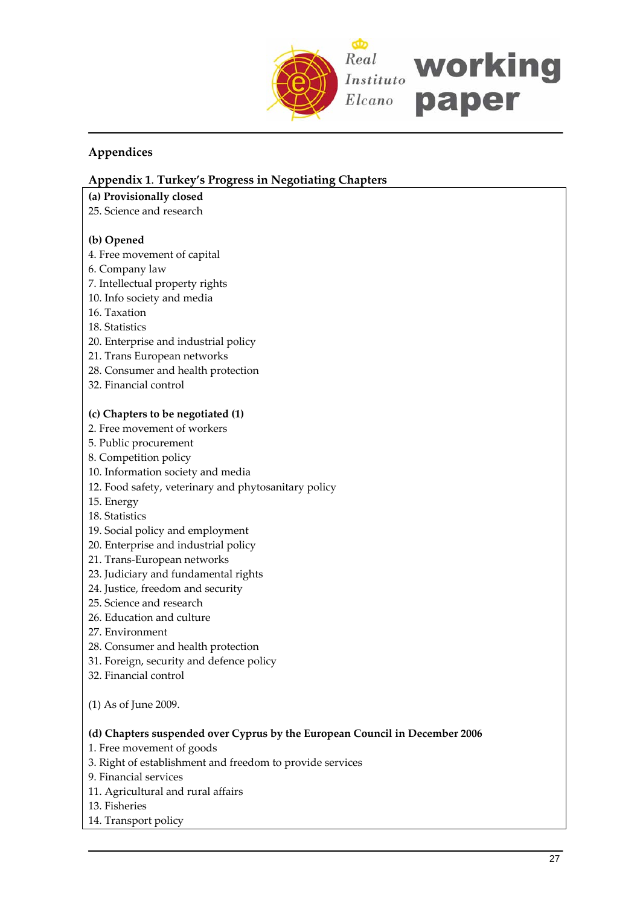## Appendices

### Appendix 1. Turkey's Progress in Negotiating Chapters

**(a) Provisionally closed**
25. Science and research

**(b) Opened**
4. Free movement of capital
6. Company law
7. Intellectual property rights
10. Info society and media
16. Taxation
18. Statistics
20. Enterprise and industrial policy
21. Trans European networks
28. Consumer and health protection
32. Financial control

**(c) Chapters to be negotiated (1)**
2. Free movement of workers
5. Public procurement
8. Competition policy
10. Information society and media
12. Food safety, veterinary and phytosanitary policy
15. Energy
18. Statistics
19. Social policy and employment
20. Enterprise and industrial policy
21. Trans-European networks
23. Judiciary and fundamental rights
24. Justice, freedom and security
25. Science and research
26. Education and culture
27. Environment
28. Consumer and health protection
31. Foreign, security and defence policy
32. Financial control

(1) As of June 2009.

**(d) Chapters suspended over Cyprus by the European Council in December 2006**
1. Free movement of goods
3. Right of establishment and freedom to provide services
9. Financial services
11. Agricultural and rural affairs
13. Fisheries
14. Transport policy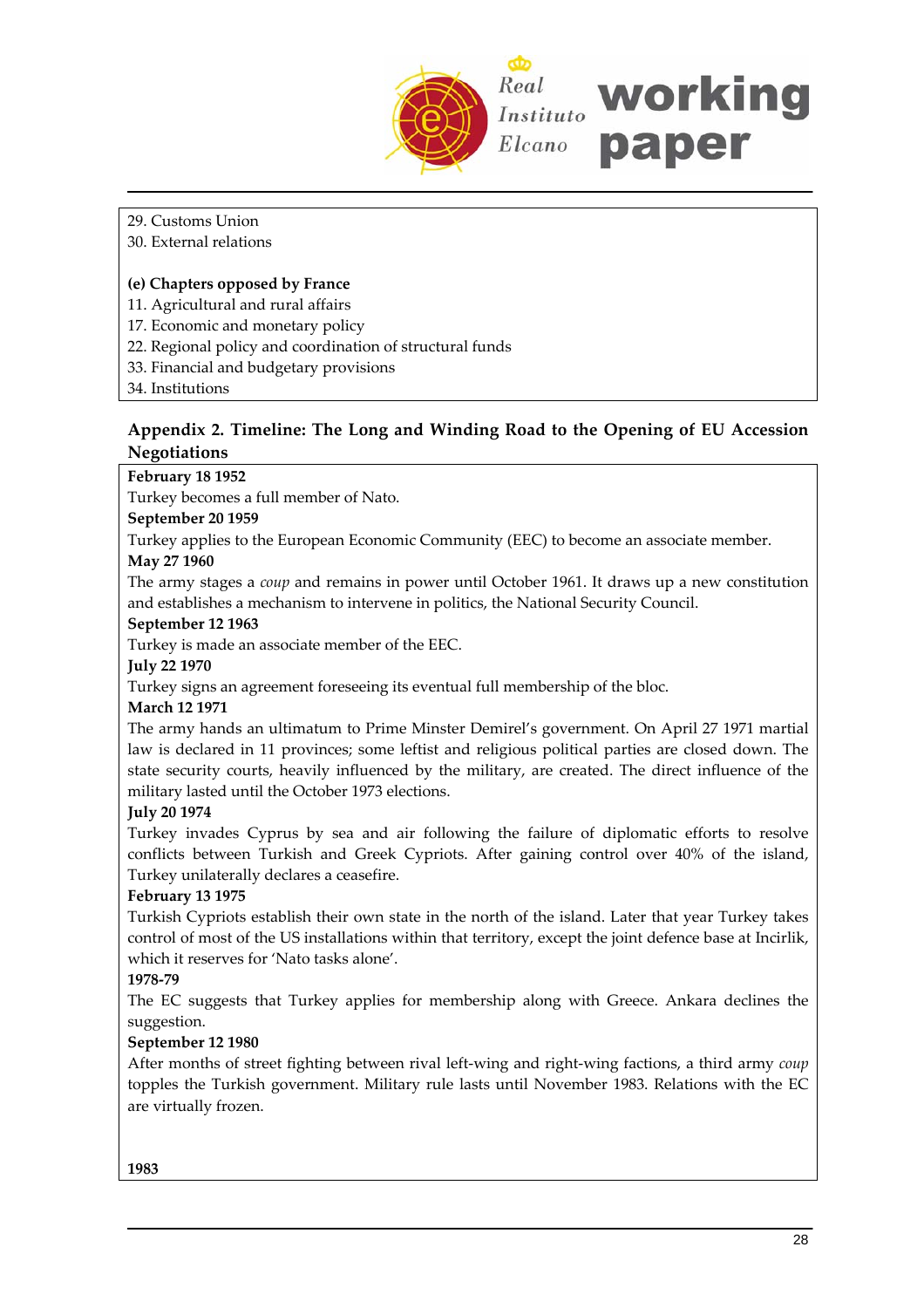29. Customs Union
30. External relations

**(e) Chapters opposed by France**
11. Agricultural and rural affairs
17. Economic and monetary policy
22. Regional policy and coordination of structural funds
33. Financial and budgetary provisions
34. Institutions

## Appendix 2. Timeline: The Long and Winding Road to the Opening of EU Accession Negotiations

**February 18 1952**
Turkey becomes a full member of Nato.

**September 20 1959**
Turkey applies to the European Economic Community (EEC) to become an associate member.

**May 27 1960**
The army stages a *coup* and remains in power until October 1961. It draws up a new constitution and establishes a mechanism to intervene in politics, the National Security Council.

**September 12 1963**
Turkey is made an associate member of the EEC.

**July 22 1970**
Turkey signs an agreement foreseeing its eventual full membership of the bloc.

**March 12 1971**
The army hands an ultimatum to Prime Minster Demirel's government. On April 27 1971 martial law is declared in 11 provinces; some leftist and religious political parties are closed down. The state security courts, heavily influenced by the military, are created. The direct influence of the military lasted until the October 1973 elections.

**July 20 1974**
Turkey invades Cyprus by sea and air following the failure of diplomatic efforts to resolve conflicts between Turkish and Greek Cypriots. After gaining control over 40% of the island, Turkey unilaterally declares a ceasefire.

**February 13 1975**
Turkish Cypriots establish their own state in the north of the island. Later that year Turkey takes control of most of the US installations within that territory, except the joint defence base at Incirlik, which it reserves for 'Nato tasks alone'.

**1978-79**
The EC suggests that Turkey applies for membership along with Greece. Ankara declines the suggestion.

**September 12 1980**
After months of street fighting between rival left-wing and right-wing factions, a third army *coup* topples the Turkish government. Military rule lasts until November 1983. Relations with the EC are virtually frozen.

**1983**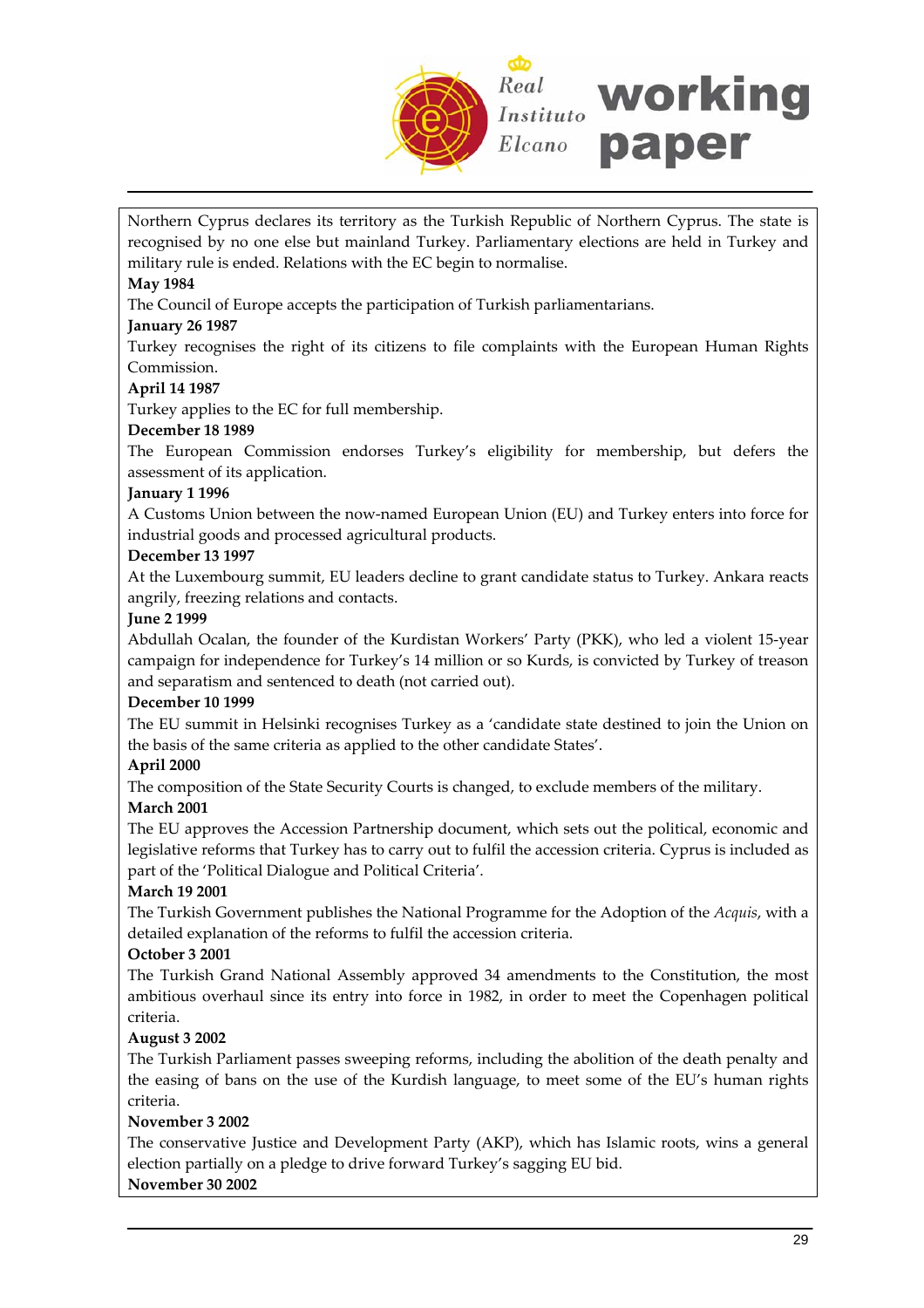Northern Cyprus declares its territory as the Turkish Republic of Northern Cyprus. The state is recognised by no one else but mainland Turkey. Parliamentary elections are held in Turkey and military rule is ended. Relations with the EC begin to normalise.

**May 1984**

The Council of Europe accepts the participation of Turkish parliamentarians.

**January 26 1987**

Turkey recognises the right of its citizens to file complaints with the European Human Rights Commission.

**April 14 1987**

Turkey applies to the EC for full membership.

**December 18 1989**

The European Commission endorses Turkey's eligibility for membership, but defers the assessment of its application.

**January 1 1996**

A Customs Union between the now-named European Union (EU) and Turkey enters into force for industrial goods and processed agricultural products.

**December 13 1997**

At the Luxembourg summit, EU leaders decline to grant candidate status to Turkey. Ankara reacts angrily, freezing relations and contacts.

**June 2 1999**

Abdullah Ocalan, the founder of the Kurdistan Workers' Party (PKK), who led a violent 15-year campaign for independence for Turkey's 14 million or so Kurds, is convicted by Turkey of treason and separatism and sentenced to death (not carried out).

**December 10 1999**

The EU summit in Helsinki recognises Turkey as a 'candidate state destined to join the Union on the basis of the same criteria as applied to the other candidate States'.

**April 2000**

The composition of the State Security Courts is changed, to exclude members of the military.

**March 2001**

The EU approves the Accession Partnership document, which sets out the political, economic and legislative reforms that Turkey has to carry out to fulfil the accession criteria. Cyprus is included as part of the 'Political Dialogue and Political Criteria'.

**March 19 2001**

The Turkish Government publishes the National Programme for the Adoption of the *Acquis*, with a detailed explanation of the reforms to fulfil the accession criteria.

**October 3 2001**

The Turkish Grand National Assembly approved 34 amendments to the Constitution, the most ambitious overhaul since its entry into force in 1982, in order to meet the Copenhagen political criteria.

**August 3 2002**

The Turkish Parliament passes sweeping reforms, including the abolition of the death penalty and the easing of bans on the use of the Kurdish language, to meet some of the EU's human rights criteria.

**November 3 2002**

The conservative Justice and Development Party (AKP), which has Islamic roots, wins a general election partially on a pledge to drive forward Turkey's sagging EU bid.

**November 30 2002**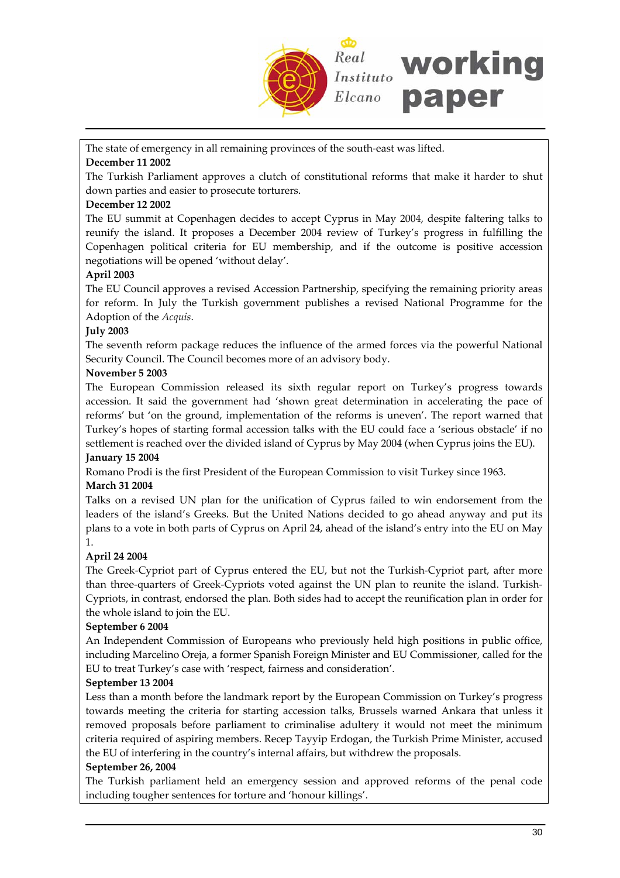The state of emergency in all remaining provinces of the south-east was lifted.

**December 11 2002**

The Turkish Parliament approves a clutch of constitutional reforms that make it harder to shut down parties and easier to prosecute torturers.

**December 12 2002**

The EU summit at Copenhagen decides to accept Cyprus in May 2004, despite faltering talks to reunify the island. It proposes a December 2004 review of Turkey's progress in fulfilling the Copenhagen political criteria for EU membership, and if the outcome is positive accession negotiations will be opened 'without delay'.

**April 2003**

The EU Council approves a revised Accession Partnership, specifying the remaining priority areas for reform. In July the Turkish government publishes a revised National Programme for the Adoption of the *Acquis*.

**July 2003**

The seventh reform package reduces the influence of the armed forces via the powerful National Security Council. The Council becomes more of an advisory body.

**November 5 2003**

The European Commission released its sixth regular report on Turkey's progress towards accession. It said the government had 'shown great determination in accelerating the pace of reforms' but 'on the ground, implementation of the reforms is uneven'. The report warned that Turkey's hopes of starting formal accession talks with the EU could face a 'serious obstacle' if no settlement is reached over the divided island of Cyprus by May 2004 (when Cyprus joins the EU).

**January 15 2004**

Romano Prodi is the first President of the European Commission to visit Turkey since 1963.

**March 31 2004**

Talks on a revised UN plan for the unification of Cyprus failed to win endorsement from the leaders of the island's Greeks. But the United Nations decided to go ahead anyway and put its plans to a vote in both parts of Cyprus on April 24, ahead of the island's entry into the EU on May 1.

**April 24 2004**

The Greek-Cypriot part of Cyprus entered the EU, but not the Turkish-Cypriot part, after more than three-quarters of Greek-Cypriots voted against the UN plan to reunite the island. Turkish-Cypriots, in contrast, endorsed the plan. Both sides had to accept the reunification plan in order for the whole island to join the EU.

**September 6 2004**

An Independent Commission of Europeans who previously held high positions in public office, including Marcelino Oreja, a former Spanish Foreign Minister and EU Commissioner, called for the EU to treat Turkey's case with 'respect, fairness and consideration'.

**September 13 2004**

Less than a month before the landmark report by the European Commission on Turkey's progress towards meeting the criteria for starting accession talks, Brussels warned Ankara that unless it removed proposals before parliament to criminalise adultery it would not meet the minimum criteria required of aspiring members. Recep Tayyip Erdogan, the Turkish Prime Minister, accused the EU of interfering in the country's internal affairs, but withdrew the proposals.

**September 26, 2004**

The Turkish parliament held an emergency session and approved reforms of the penal code including tougher sentences for torture and 'honour killings'.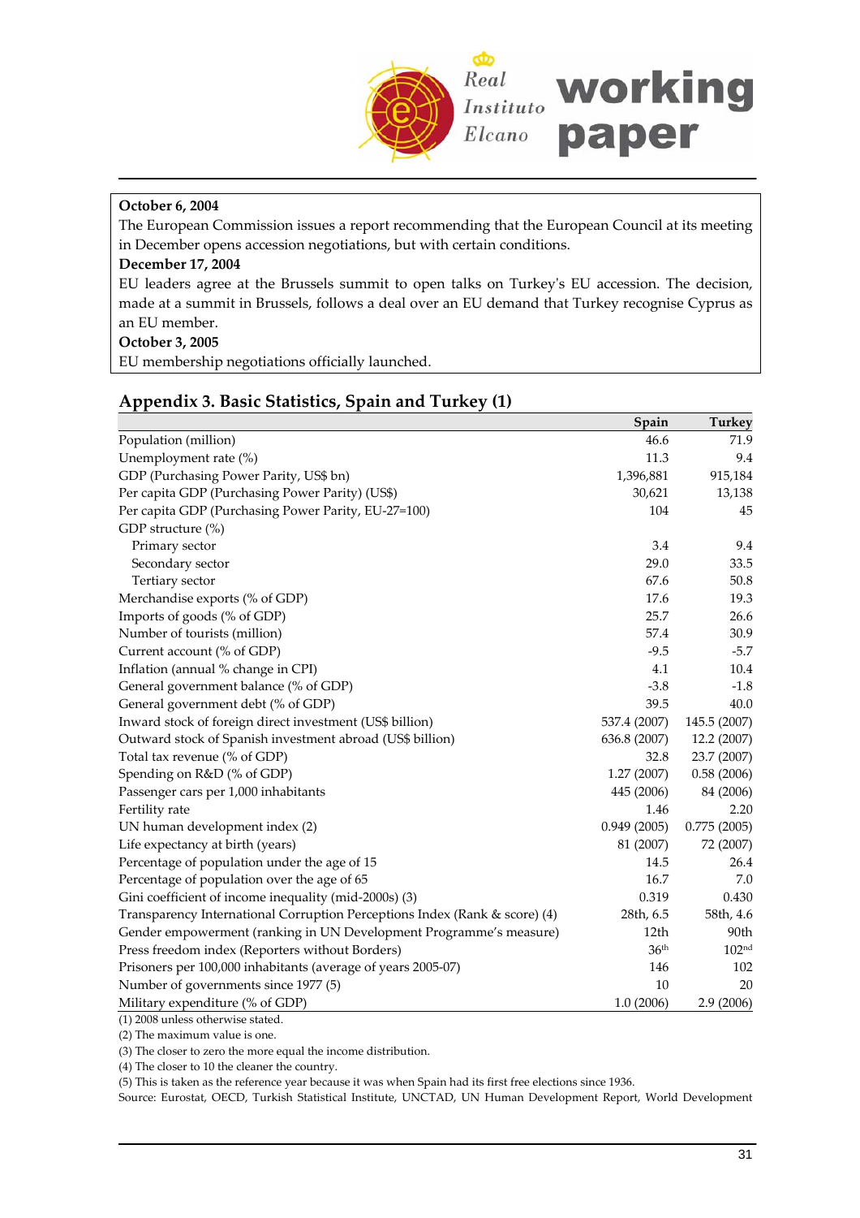**October 6, 2004**
The European Commission issues a report recommending that the European Council at its meeting in December opens accession negotiations, but with certain conditions.
**December 17, 2004**
EU leaders agree at the Brussels summit to open talks on Turkey's EU accession. The decision, made at a summit in Brussels, follows a deal over an EU demand that Turkey recognise Cyprus as an EU member.
**October 3, 2005**
EU membership negotiations officially launched.

## Appendix 3. Basic Statistics, Spain and Turkey (1)

| | Spain | Turkey |
|---|---|---|
| Population (million) | 46.6 | 71.9 |
| Unemployment rate (%) | 11.3 | 9.4 |
| GDP (Purchasing Power Parity, US$ bn) | 1,396,881 | 915,184 |
| Per capita GDP (Purchasing Power Parity) (US$) | 30,621 | 13,138 |
| Per capita GDP (Purchasing Power Parity, EU-27=100) | 104 | 45 |
| GDP structure (%) | | |
| Primary sector | 3.4 | 9.4 |
| Secondary sector | 29.0 | 33.5 |
| Tertiary sector | 67.6 | 50.8 |
| Merchandise exports (% of GDP) | 17.6 | 19.3 |
| Imports of goods (% of GDP) | 25.7 | 26.6 |
| Number of tourists (million) | 57.4 | 30.9 |
| Current account (% of GDP) | -9.5 | -5.7 |
| Inflation (annual % change in CPI) | 4.1 | 10.4 |
| General government balance (% of GDP) | -3.8 | -1.8 |
| General government debt (% of GDP) | 39.5 | 40.0 |
| Inward stock of foreign direct investment (US$ billion) | 537.4 (2007) | 145.5 (2007) |
| Outward stock of Spanish investment abroad (US$ billion) | 636.8 (2007) | 12.2 (2007) |
| Total tax revenue (% of GDP) | 32.8 | 23.7 (2007) |
| Spending on R&D (% of GDP) | 1.27 (2007) | 0.58 (2006) |
| Passenger cars per 1,000 inhabitants | 445 (2006) | 84 (2006) |
| Fertility rate | 1.46 | 2.20 |
| UN human development index (2) | 0.949 (2005) | 0.775 (2005) |
| Life expectancy at birth (years) | 81 (2007) | 72 (2007) |
| Percentage of population under the age of 15 | 14.5 | 26.4 |
| Percentage of population over the age of 65 | 16.7 | 7.0 |
| Gini coefficient of income inequality (mid-2000s) (3) | 0.319 | 0.430 |
| Transparency International Corruption Perceptions Index (Rank & score) (4) | 28th, 6.5 | 58th, 4.6 |
| Gender empowerment (ranking in UN Development Programme's measure) | 12th | 90th |
| Press freedom index (Reporters without Borders) | 36th | 102nd |
| Prisoners per 100,000 inhabitants (average of years 2005-07) | 146 | 102 |
| Number of governments since 1977 (5) | 10 | 20 |
| Military expenditure (% of GDP) | 1.0 (2006) | 2.9 (2006) |

(1) 2008 unless otherwise stated.
(2) The maximum value is one.
(3) The closer to zero the more equal the income distribution.
(4) The closer to 10 the cleaner the country.
(5) This is taken as the reference year because it was when Spain had its first free elections since 1936.
Source: Eurostat, OECD, Turkish Statistical Institute, UNCTAD, UN Human Development Report, World Development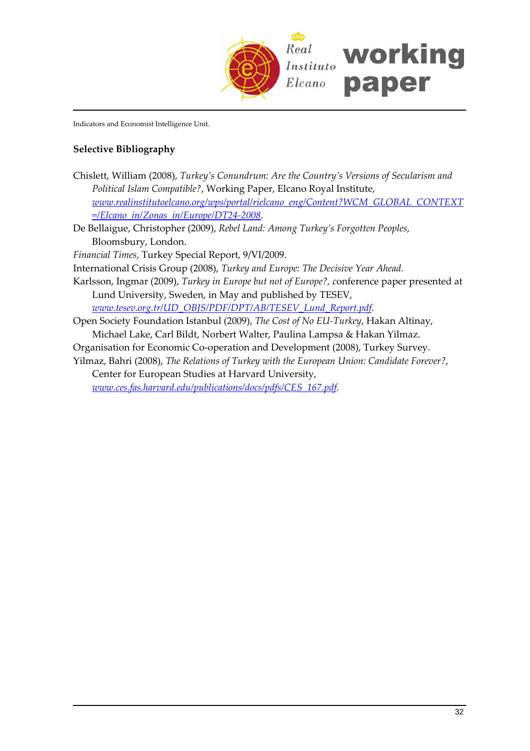Indicators and Economist Intelligence Unit.

**Selective Bibliography**

Chislett, William (2008), *Turkey's Conundrum: Are the Country's Versions of Secularism and Political Islam Compatible?*, Working Paper, Elcano Royal Institute, [www.realinstitutoelcano.org/wps/portal/rielcano_eng/Content?WCM_GLOBAL_CONTEXT=/Elcano_in/Zonas_in/Europe/DT24-2008](www.realinstitutoelcano.org/wps/portal/rielcano_eng/Content?WCM_GLOBAL_CONTEXT=/Elcano_in/Zonas_in/Europe/DT24-2008).

De Bellaigue, Christopher (2009), *Rebel Land: Among Turkey's Forgotten Peoples*, Bloomsbury, London.

*Financial Times*, Turkey Special Report, 9/VI/2009.

International Crisis Group (2008), *Turkey and Europe: The Decisive Year Ahead.*

Karlsson, Ingmar (2009), *Turkey in Europe but not of Europe?*, conference paper presented at Lund University, Sweden, in May and published by TESEV, [www.tesev.org.tr/UD_OBJS/PDF/DPT/AB/TESEV_Lund_Report.pdf](www.tesev.org.tr/UD_OBJS/PDF/DPT/AB/TESEV_Lund_Report.pdf).

Open Society Foundation Istanbul (2009), *The Cost of No EU-Turkey*, Hakan Altinay, Michael Lake, Carl Bildt, Norbert Walter, Paulina Lampsa & Hakan Yilmaz.

Organisation for Economic Co-operation and Development (2008), Turkey Survey.

Yilmaz, Bahri (2008), *The Relations of Turkey with the European Union: Candidate Forever?*, Center for European Studies at Harvard University, [www.ces.fas.harvard.edu/publications/docs/pdfs/CES_167.pdf](www.ces.fas.harvard.edu/publications/docs/pdfs/CES_167.pdf).